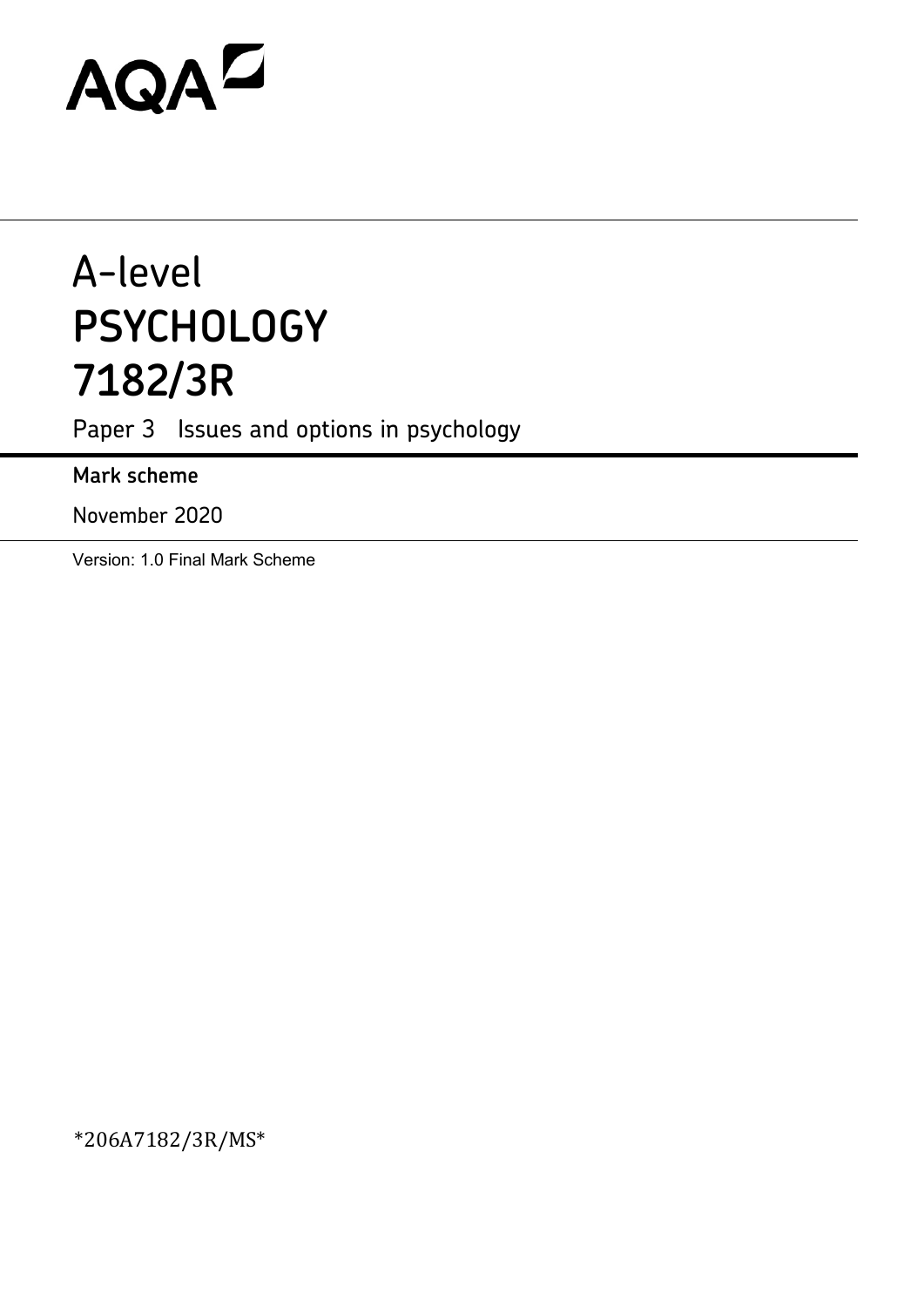AQA

# A-level
# PSYCHOLOGY
# 7182/3R

Paper 3 Issues and options in psychology

**Mark scheme**

November 2020

Version: 1.0 Final Mark Scheme

*206A7182/3R/MS*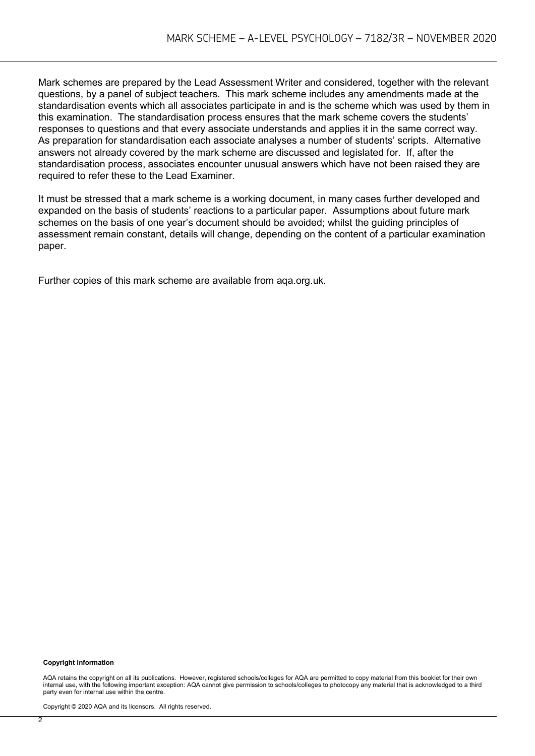Mark schemes are prepared by the Lead Assessment Writer and considered, together with the relevant questions, by a panel of subject teachers. This mark scheme includes any amendments made at the standardisation events which all associates participate in and is the scheme which was used by them in this examination. The standardisation process ensures that the mark scheme covers the students' responses to questions and that every associate understands and applies it in the same correct way. As preparation for standardisation each associate analyses a number of students' scripts. Alternative answers not already covered by the mark scheme are discussed and legislated for. If, after the standardisation process, associates encounter unusual answers which have not been raised they are required to refer these to the Lead Examiner.

It must be stressed that a mark scheme is a working document, in many cases further developed and expanded on the basis of students' reactions to a particular paper. Assumptions about future mark schemes on the basis of one year's document should be avoided; whilst the guiding principles of assessment remain constant, details will change, depending on the content of a particular examination paper.

Further copies of this mark scheme are available from aqa.org.uk.

**Copyright information**

AQA retains the copyright on all its publications. However, registered schools/colleges for AQA are permitted to copy material from this booklet for their own internal use, with the following important exception: AQA cannot give permission to schools/colleges to photocopy any material that is acknowledged to a third party even for internal use within the centre.

Copyright © 2020 AQA and its licensors. All rights reserved.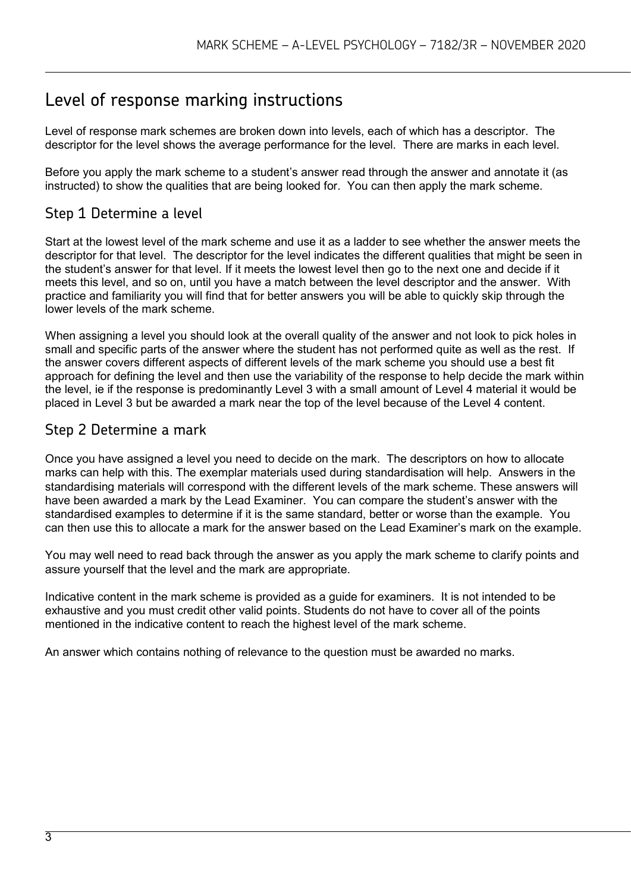# Level of response marking instructions

Level of response mark schemes are broken down into levels, each of which has a descriptor. The descriptor for the level shows the average performance for the level. There are marks in each level.

Before you apply the mark scheme to a student's answer read through the answer and annotate it (as instructed) to show the qualities that are being looked for. You can then apply the mark scheme.

## Step 1 Determine a level

Start at the lowest level of the mark scheme and use it as a ladder to see whether the answer meets the descriptor for that level. The descriptor for the level indicates the different qualities that might be seen in the student's answer for that level. If it meets the lowest level then go to the next one and decide if it meets this level, and so on, until you have a match between the level descriptor and the answer. With practice and familiarity you will find that for better answers you will be able to quickly skip through the lower levels of the mark scheme.

When assigning a level you should look at the overall quality of the answer and not look to pick holes in small and specific parts of the answer where the student has not performed quite as well as the rest. If the answer covers different aspects of different levels of the mark scheme you should use a best fit approach for defining the level and then use the variability of the response to help decide the mark within the level, ie if the response is predominantly Level 3 with a small amount of Level 4 material it would be placed in Level 3 but be awarded a mark near the top of the level because of the Level 4 content.

## Step 2 Determine a mark

Once you have assigned a level you need to decide on the mark. The descriptors on how to allocate marks can help with this. The exemplar materials used during standardisation will help. Answers in the standardising materials will correspond with the different levels of the mark scheme. These answers will have been awarded a mark by the Lead Examiner. You can compare the student's answer with the standardised examples to determine if it is the same standard, better or worse than the example. You can then use this to allocate a mark for the answer based on the Lead Examiner's mark on the example.

You may well need to read back through the answer as you apply the mark scheme to clarify points and assure yourself that the level and the mark are appropriate.

Indicative content in the mark scheme is provided as a guide for examiners. It is not intended to be exhaustive and you must credit other valid points. Students do not have to cover all of the points mentioned in the indicative content to reach the highest level of the mark scheme.

An answer which contains nothing of relevance to the question must be awarded no marks.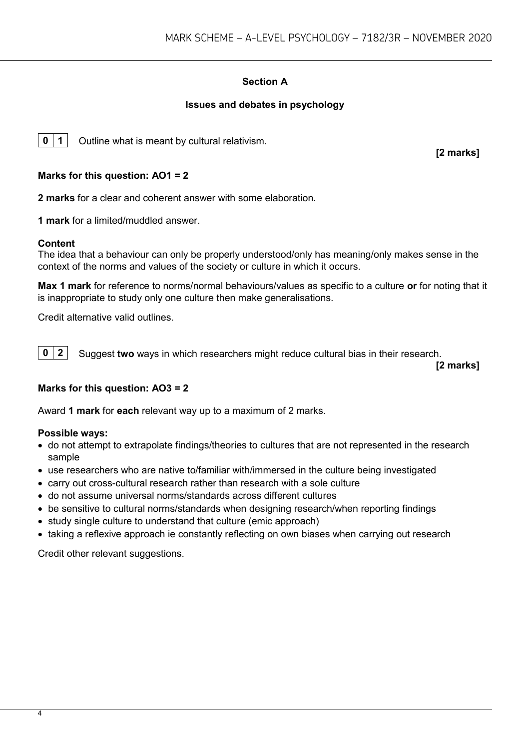## Section A

### Issues and debates in psychology

**0 1** Outline what is meant by cultural relativism.

**[2 marks]**

**Marks for this question: AO1 = 2**

**2 marks** for a clear and coherent answer with some elaboration.

**1 mark** for a limited/muddled answer.

**Content**

The idea that a behaviour can only be properly understood/only has meaning/only makes sense in the context of the norms and values of the society or culture in which it occurs.

**Max 1 mark** for reference to norms/normal behaviours/values as specific to a culture **or** for noting that it is inappropriate to study only one culture then make generalisations.

Credit alternative valid outlines.

**0 2** Suggest **two** ways in which researchers might reduce cultural bias in their research.

**[2 marks]**

**Marks for this question: AO3 = 2**

Award **1 mark** for **each** relevant way up to a maximum of 2 marks.

**Possible ways:**

- do not attempt to extrapolate findings/theories to cultures that are not represented in the research sample
- use researchers who are native to/familiar with/immersed in the culture being investigated
- carry out cross-cultural research rather than research with a sole culture
- do not assume universal norms/standards across different cultures
- be sensitive to cultural norms/standards when designing research/when reporting findings
- study single culture to understand that culture (emic approach)
- taking a reflexive approach ie constantly reflecting on own biases when carrying out research

Credit other relevant suggestions.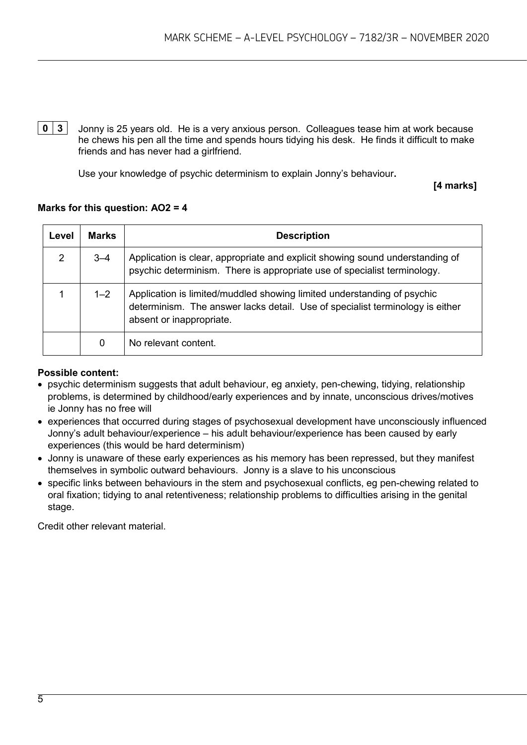**0 3** Jonny is 25 years old. He is a very anxious person. Colleagues tease him at work because he chews his pen all the time and spends hours tidying his desk. He finds it difficult to make friends and has never had a girlfriend.

Use your knowledge of psychic determinism to explain Jonny's behaviour.

**[4 marks]**

**Marks for this question: AO2 = 4**

| Level | Marks | Description |
|---|---|---|
| 2 | 3–4 | Application is clear, appropriate and explicit showing sound understanding of psychic determinism. There is appropriate use of specialist terminology. |
| 1 | 1–2 | Application is limited/muddled showing limited understanding of psychic determinism. The answer lacks detail. Use of specialist terminology is either absent or inappropriate. |
| | 0 | No relevant content. |

**Possible content:**

- psychic determinism suggests that adult behaviour, eg anxiety, pen-chewing, tidying, relationship problems, is determined by childhood/early experiences and by innate, unconscious drives/motives ie Jonny has no free will
- experiences that occurred during stages of psychosexual development have unconsciously influenced Jonny's adult behaviour/experience – his adult behaviour/experience has been caused by early experiences (this would be hard determinism)
- Jonny is unaware of these early experiences as his memory has been repressed, but they manifest themselves in symbolic outward behaviours. Jonny is a slave to his unconscious
- specific links between behaviours in the stem and psychosexual conflicts, eg pen-chewing related to oral fixation; tidying to anal retentiveness; relationship problems to difficulties arising in the genital stage.

Credit other relevant material.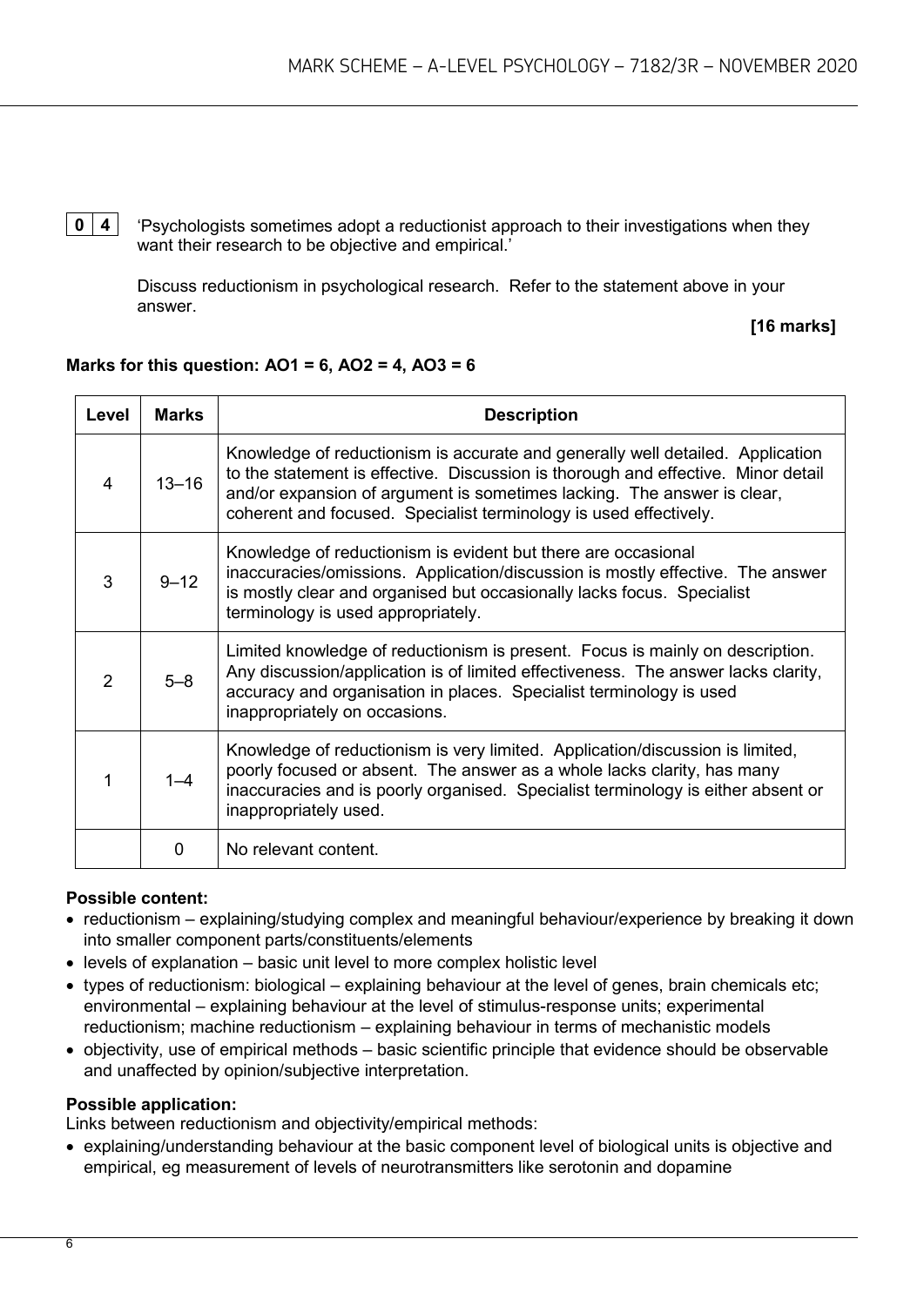**0 4** 'Psychologists sometimes adopt a reductionist approach to their investigations when they want their research to be objective and empirical.'

Discuss reductionism in psychological research. Refer to the statement above in your answer.

**[16 marks]**

**Marks for this question: AO1 = 6, AO2 = 4, AO3 = 6**

| Level | Marks | Description |
|---|---|---|
| 4 | 13–16 | Knowledge of reductionism is accurate and generally well detailed. Application to the statement is effective. Discussion is thorough and effective. Minor detail and/or expansion of argument is sometimes lacking. The answer is clear, coherent and focused. Specialist terminology is used effectively. |
| 3 | 9–12 | Knowledge of reductionism is evident but there are occasional inaccuracies/omissions. Application/discussion is mostly effective. The answer is mostly clear and organised but occasionally lacks focus. Specialist terminology is used appropriately. |
| 2 | 5–8 | Limited knowledge of reductionism is present. Focus is mainly on description. Any discussion/application is of limited effectiveness. The answer lacks clarity, accuracy and organisation in places. Specialist terminology is used inappropriately on occasions. |
| 1 | 1–4 | Knowledge of reductionism is very limited. Application/discussion is limited, poorly focused or absent. The answer as a whole lacks clarity, has many inaccuracies and is poorly organised. Specialist terminology is either absent or inappropriately used. |
| | 0 | No relevant content. |

**Possible content:**

- reductionism – explaining/studying complex and meaningful behaviour/experience by breaking it down into smaller component parts/constituents/elements
- levels of explanation – basic unit level to more complex holistic level
- types of reductionism: biological – explaining behaviour at the level of genes, brain chemicals etc; environmental – explaining behaviour at the level of stimulus-response units; experimental reductionism; machine reductionism – explaining behaviour in terms of mechanistic models
- objectivity, use of empirical methods – basic scientific principle that evidence should be observable and unaffected by opinion/subjective interpretation.

**Possible application:**

Links between reductionism and objectivity/empirical methods:

- explaining/understanding behaviour at the basic component level of biological units is objective and empirical, eg measurement of levels of neurotransmitters like serotonin and dopamine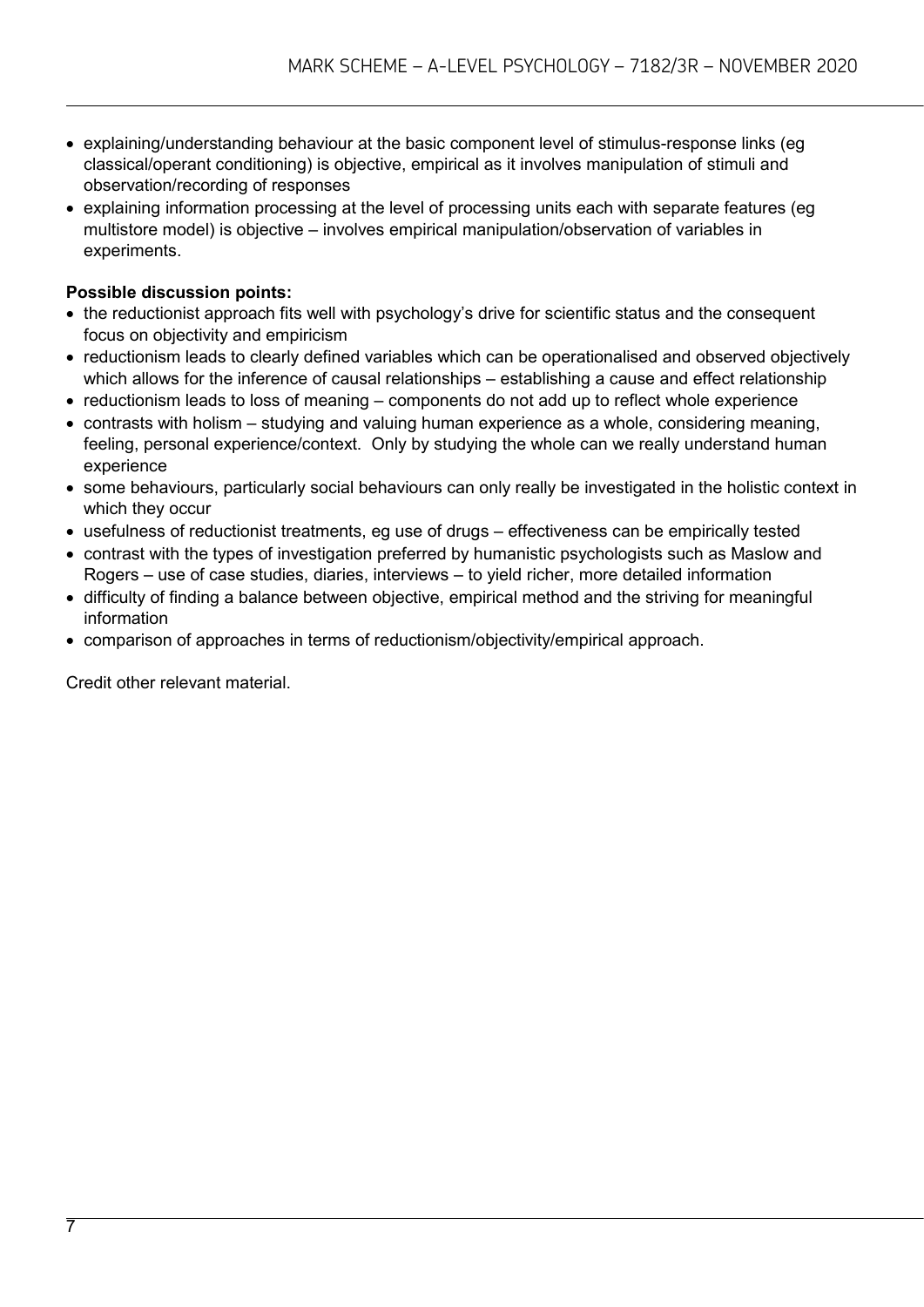- explaining/understanding behaviour at the basic component level of stimulus-response links (eg classical/operant conditioning) is objective, empirical as it involves manipulation of stimuli and observation/recording of responses
- explaining information processing at the level of processing units each with separate features (eg multistore model) is objective – involves empirical manipulation/observation of variables in experiments.

**Possible discussion points:**

- the reductionist approach fits well with psychology's drive for scientific status and the consequent focus on objectivity and empiricism
- reductionism leads to clearly defined variables which can be operationalised and observed objectively which allows for the inference of causal relationships – establishing a cause and effect relationship
- reductionism leads to loss of meaning – components do not add up to reflect whole experience
- contrasts with holism – studying and valuing human experience as a whole, considering meaning, feeling, personal experience/context. Only by studying the whole can we really understand human experience
- some behaviours, particularly social behaviours can only really be investigated in the holistic context in which they occur
- usefulness of reductionist treatments, eg use of drugs – effectiveness can be empirically tested
- contrast with the types of investigation preferred by humanistic psychologists such as Maslow and Rogers – use of case studies, diaries, interviews – to yield richer, more detailed information
- difficulty of finding a balance between objective, empirical method and the striving for meaningful information
- comparison of approaches in terms of reductionism/objectivity/empirical approach.

Credit other relevant material.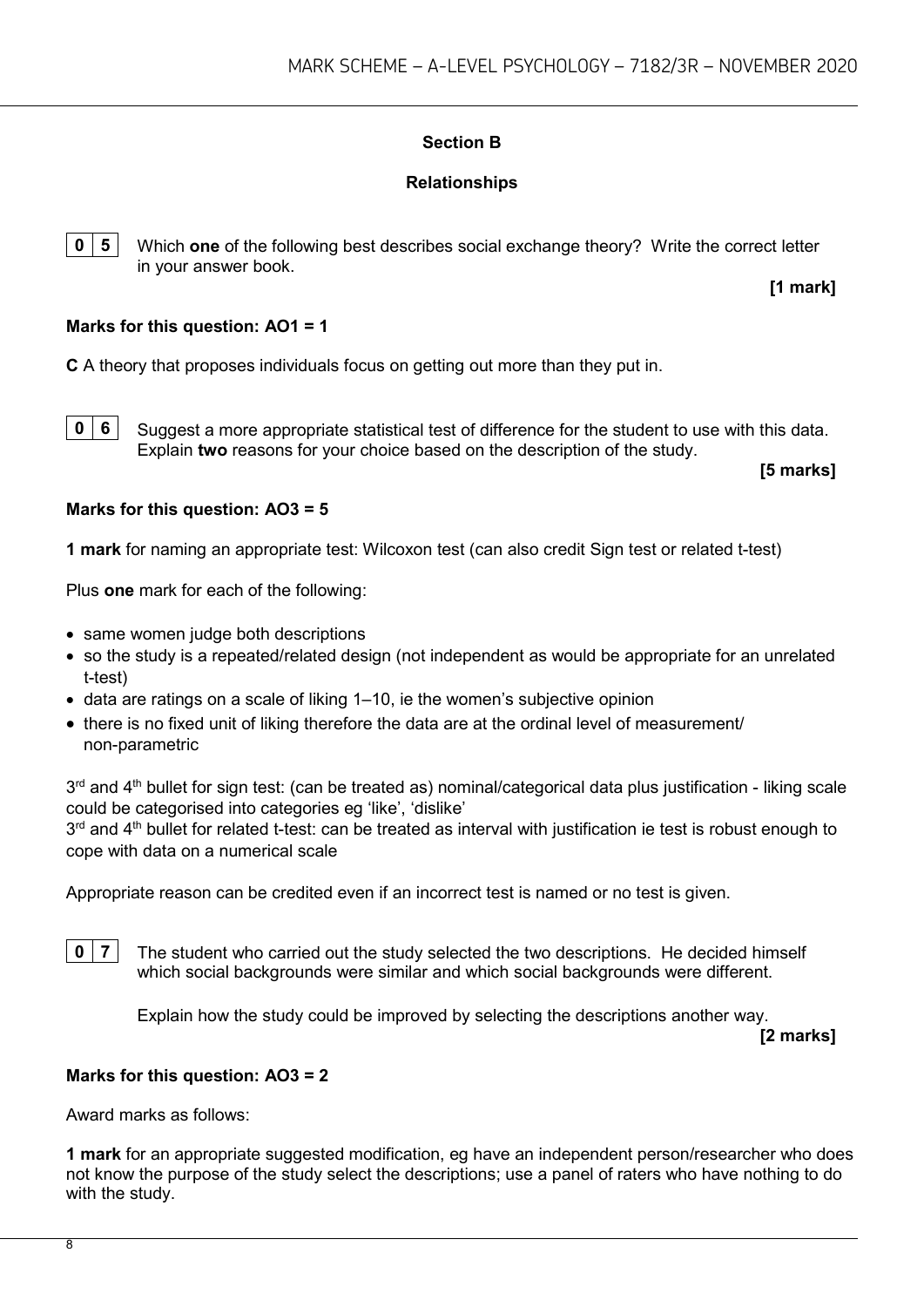## Section B

## Relationships

**0 5** Which **one** of the following best describes social exchange theory? Write the correct letter in your answer book.

**[1 mark]**

**Marks for this question: AO1 = 1**

**C** A theory that proposes individuals focus on getting out more than they put in.

**0 6** Suggest a more appropriate statistical test of difference for the student to use with this data. Explain **two** reasons for your choice based on the description of the study.

**[5 marks]**

**Marks for this question: AO3 = 5**

**1 mark** for naming an appropriate test: Wilcoxon test (can also credit Sign test or related t-test)

Plus **one** mark for each of the following:

- same women judge both descriptions
- so the study is a repeated/related design (not independent as would be appropriate for an unrelated t-test)
- data are ratings on a scale of liking 1–10, ie the women's subjective opinion
- there is no fixed unit of liking therefore the data are at the ordinal level of measurement/ non-parametric

3rd and 4th bullet for sign test: (can be treated as) nominal/categorical data plus justification - liking scale could be categorised into categories eg 'like', 'dislike'

3rd and 4th bullet for related t-test: can be treated as interval with justification ie test is robust enough to cope with data on a numerical scale

Appropriate reason can be credited even if an incorrect test is named or no test is given.

**0 7** The student who carried out the study selected the two descriptions. He decided himself which social backgrounds were similar and which social backgrounds were different.

Explain how the study could be improved by selecting the descriptions another way.

**[2 marks]**

**Marks for this question: AO3 = 2**

Award marks as follows:

**1 mark** for an appropriate suggested modification, eg have an independent person/researcher who does not know the purpose of the study select the descriptions; use a panel of raters who have nothing to do with the study.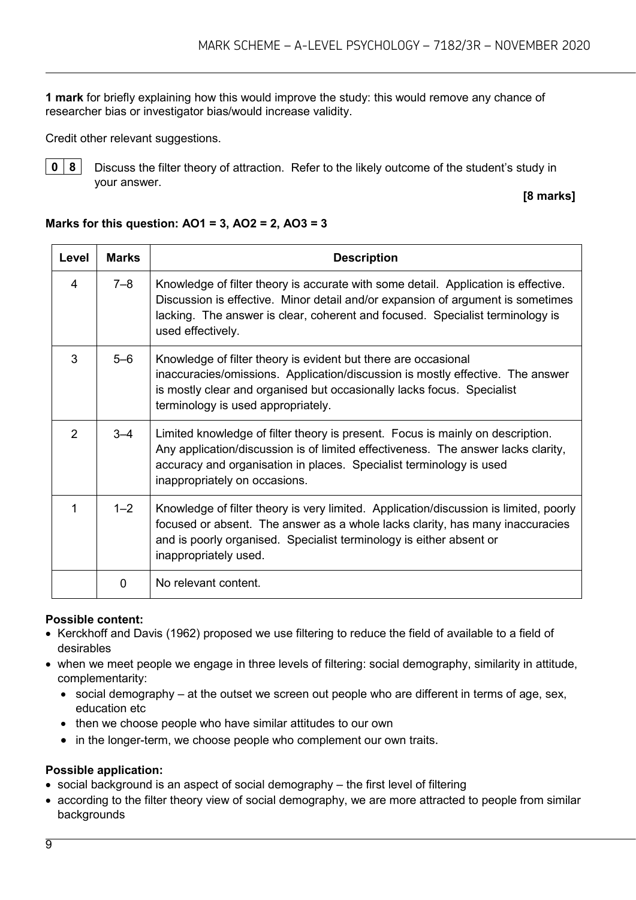**1 mark** for briefly explaining how this would improve the study: this would remove any chance of researcher bias or investigator bias/would increase validity.

Credit other relevant suggestions.

**0 8** Discuss the filter theory of attraction. Refer to the likely outcome of the student's study in your answer.

**[8 marks]**

**Marks for this question: AO1 = 3, AO2 = 2, AO3 = 3**

| Level | Marks | Description |
|---|---|---|
| 4 | 7–8 | Knowledge of filter theory is accurate with some detail. Application is effective. Discussion is effective. Minor detail and/or expansion of argument is sometimes lacking. The answer is clear, coherent and focused. Specialist terminology is used effectively. |
| 3 | 5–6 | Knowledge of filter theory is evident but there are occasional inaccuracies/omissions. Application/discussion is mostly effective. The answer is mostly clear and organised but occasionally lacks focus. Specialist terminology is used appropriately. |
| 2 | 3–4 | Limited knowledge of filter theory is present. Focus is mainly on description. Any application/discussion is of limited effectiveness. The answer lacks clarity, accuracy and organisation in places. Specialist terminology is used inappropriately on occasions. |
| 1 | 1–2 | Knowledge of filter theory is very limited. Application/discussion is limited, poorly focused or absent. The answer as a whole lacks clarity, has many inaccuracies and is poorly organised. Specialist terminology is either absent or inappropriately used. |
| | 0 | No relevant content. |

**Possible content:**

- Kerckhoff and Davis (1962) proposed we use filtering to reduce the field of available to a field of desirables
- when we meet people we engage in three levels of filtering: social demography, similarity in attitude, complementarity:
  - social demography – at the outset we screen out people who are different in terms of age, sex, education etc
  - then we choose people who have similar attitudes to our own
  - in the longer-term, we choose people who complement our own traits.

**Possible application:**

- social background is an aspect of social demography – the first level of filtering
- according to the filter theory view of social demography, we are more attracted to people from similar backgrounds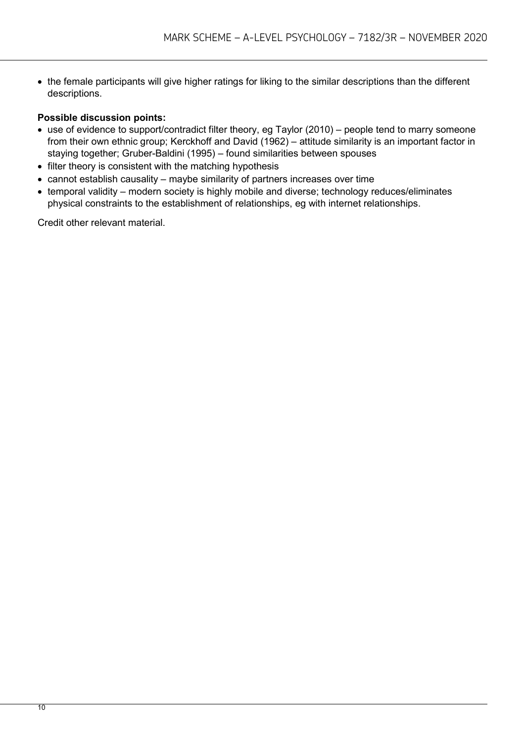- the female participants will give higher ratings for liking to the similar descriptions than the different descriptions.

**Possible discussion points:**

- use of evidence to support/contradict filter theory, eg Taylor (2010) – people tend to marry someone from their own ethnic group; Kerckhoff and David (1962) – attitude similarity is an important factor in staying together; Gruber-Baldini (1995) – found similarities between spouses
- filter theory is consistent with the matching hypothesis
- cannot establish causality – maybe similarity of partners increases over time
- temporal validity – modern society is highly mobile and diverse; technology reduces/eliminates physical constraints to the establishment of relationships, eg with internet relationships.

Credit other relevant material.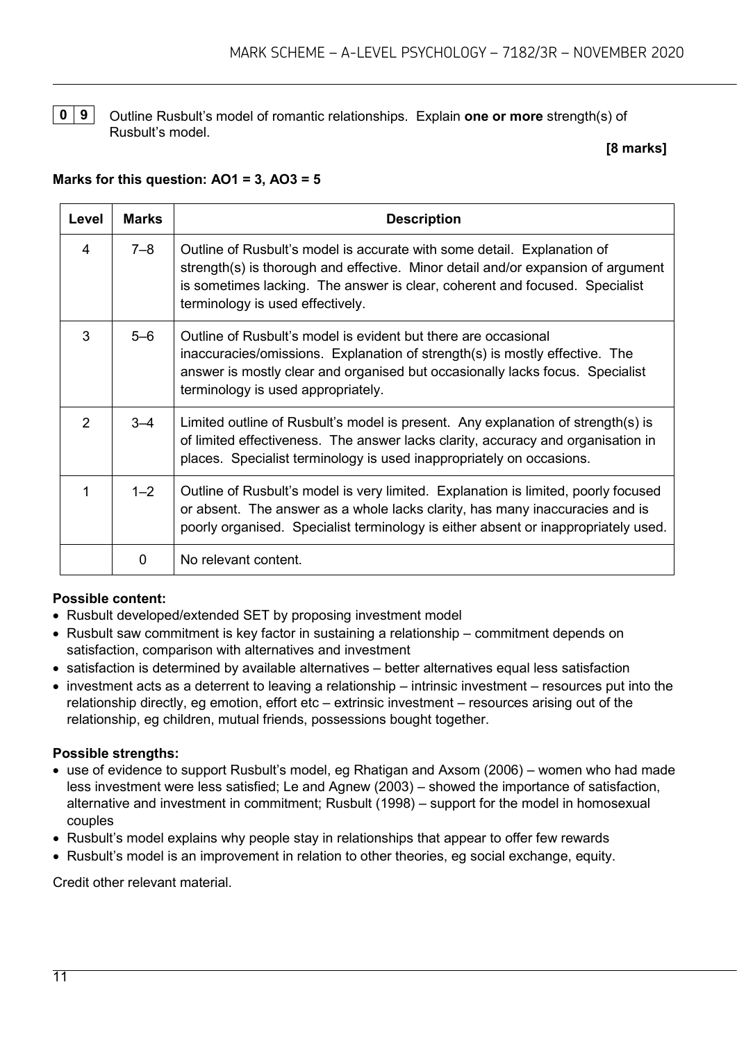**0 9** Outline Rusbult's model of romantic relationships. Explain **one or more** strength(s) of Rusbult's model.

**[8 marks]**

**Marks for this question: AO1 = 3, AO3 = 5**

| Level | Marks | Description |
|---|---|---|
| 4 | 7–8 | Outline of Rusbult's model is accurate with some detail. Explanation of strength(s) is thorough and effective. Minor detail and/or expansion of argument is sometimes lacking. The answer is clear, coherent and focused. Specialist terminology is used effectively. |
| 3 | 5–6 | Outline of Rusbult's model is evident but there are occasional inaccuracies/omissions. Explanation of strength(s) is mostly effective. The answer is mostly clear and organised but occasionally lacks focus. Specialist terminology is used appropriately. |
| 2 | 3–4 | Limited outline of Rusbult's model is present. Any explanation of strength(s) is of limited effectiveness. The answer lacks clarity, accuracy and organisation in places. Specialist terminology is used inappropriately on occasions. |
| 1 | 1–2 | Outline of Rusbult's model is very limited. Explanation is limited, poorly focused or absent. The answer as a whole lacks clarity, has many inaccuracies and is poorly organised. Specialist terminology is either absent or inappropriately used. |
| | 0 | No relevant content. |

**Possible content:**

- Rusbult developed/extended SET by proposing investment model
- Rusbult saw commitment is key factor in sustaining a relationship – commitment depends on satisfaction, comparison with alternatives and investment
- satisfaction is determined by available alternatives – better alternatives equal less satisfaction
- investment acts as a deterrent to leaving a relationship – intrinsic investment – resources put into the relationship directly, eg emotion, effort etc – extrinsic investment – resources arising out of the relationship, eg children, mutual friends, possessions bought together.

**Possible strengths:**

- use of evidence to support Rusbult's model, eg Rhatigan and Axsom (2006) – women who had made less investment were less satisfied; Le and Agnew (2003) – showed the importance of satisfaction, alternative and investment in commitment; Rusbult (1998) – support for the model in homosexual couples
- Rusbult's model explains why people stay in relationships that appear to offer few rewards
- Rusbult's model is an improvement in relation to other theories, eg social exchange, equity.

Credit other relevant material.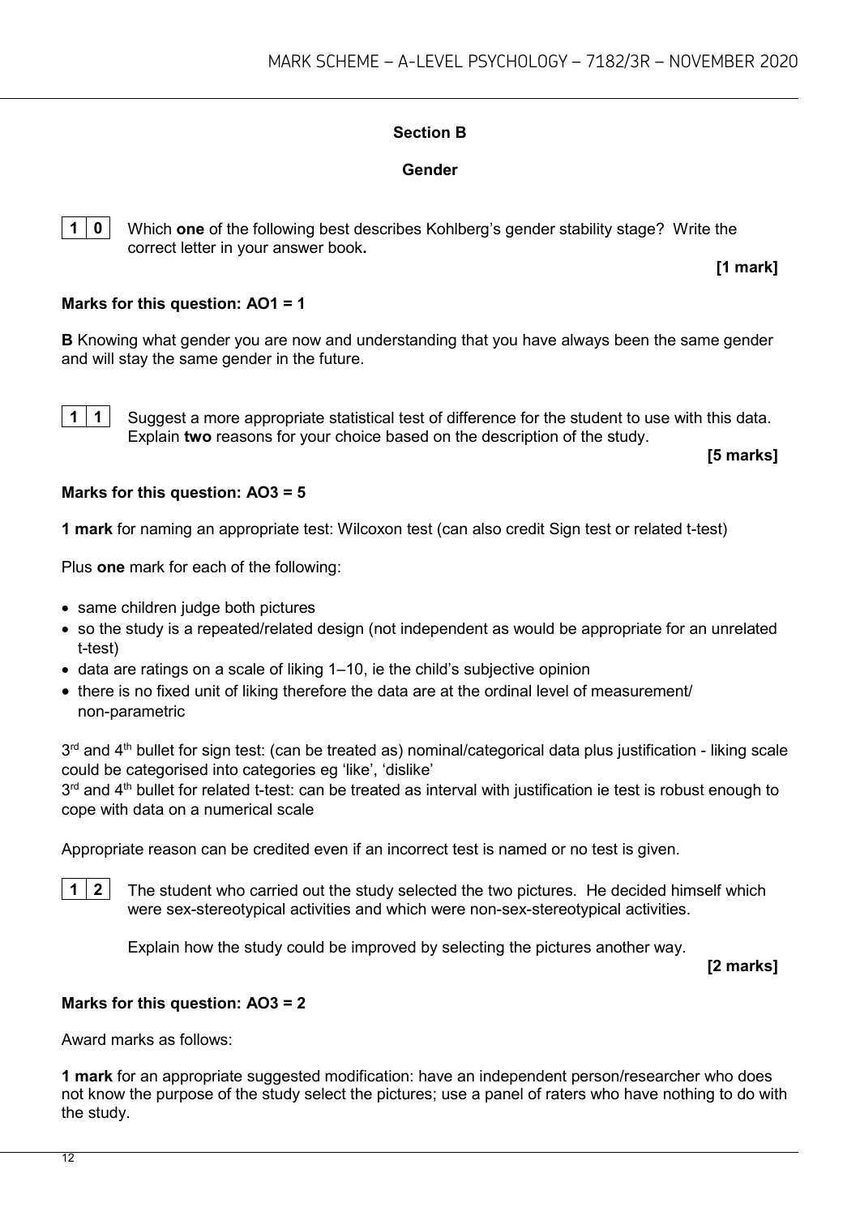## Section B

### Gender

**1 0** Which **one** of the following best describes Kohlberg's gender stability stage? Write the correct letter in your answer book.

**[1 mark]**

**Marks for this question: AO1 = 1**

**B** Knowing what gender you are now and understanding that you have always been the same gender and will stay the same gender in the future.

**1 1** Suggest a more appropriate statistical test of difference for the student to use with this data. Explain **two** reasons for your choice based on the description of the study.

**[5 marks]**

**Marks for this question: AO3 = 5**

**1 mark** for naming an appropriate test: Wilcoxon test (can also credit Sign test or related t-test)

Plus **one** mark for each of the following:

- same children judge both pictures
- so the study is a repeated/related design (not independent as would be appropriate for an unrelated t-test)
- data are ratings on a scale of liking 1–10, ie the child's subjective opinion
- there is no fixed unit of liking therefore the data are at the ordinal level of measurement/ non-parametric

3rd and 4th bullet for sign test: (can be treated as) nominal/categorical data plus justification - liking scale could be categorised into categories eg 'like', 'dislike'

3rd and 4th bullet for related t-test: can be treated as interval with justification ie test is robust enough to cope with data on a numerical scale

Appropriate reason can be credited even if an incorrect test is named or no test is given.

**1 2** The student who carried out the study selected the two pictures. He decided himself which were sex-stereotypical activities and which were non-sex-stereotypical activities.

Explain how the study could be improved by selecting the pictures another way.

**[2 marks]**

**Marks for this question: AO3 = 2**

Award marks as follows:

**1 mark** for an appropriate suggested modification: have an independent person/researcher who does not know the purpose of the study select the pictures; use a panel of raters who have nothing to do with the study.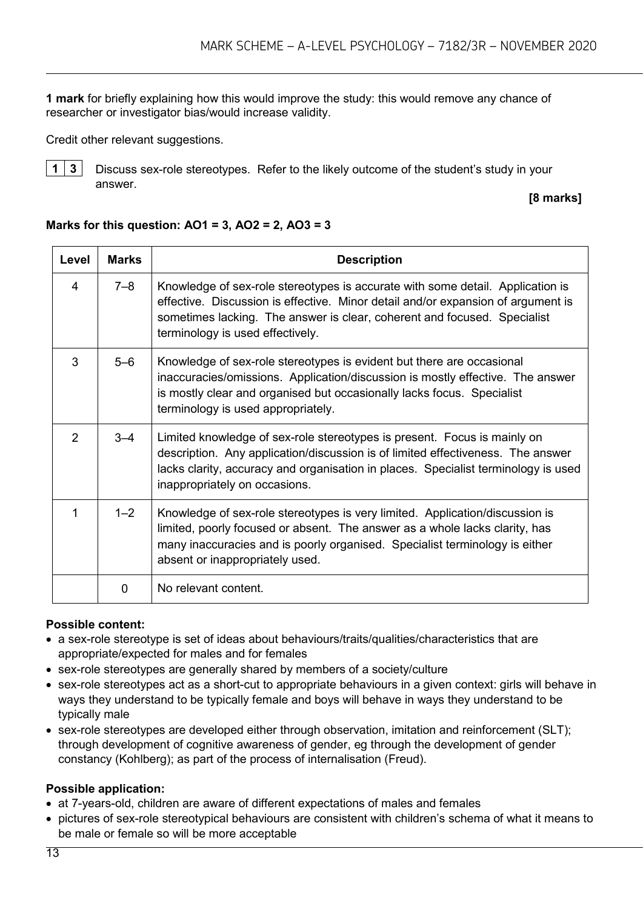**1 mark** for briefly explaining how this would improve the study: this would remove any chance of researcher or investigator bias/would increase validity.

Credit other relevant suggestions.

**1 3** Discuss sex-role stereotypes. Refer to the likely outcome of the student's study in your answer.

**[8 marks]**

**Marks for this question: AO1 = 3, AO2 = 2, AO3 = 3**

| Level | Marks | Description |
| --- | --- | --- |
| 4 | 7–8 | Knowledge of sex-role stereotypes is accurate with some detail. Application is effective. Discussion is effective. Minor detail and/or expansion of argument is sometimes lacking. The answer is clear, coherent and focused. Specialist terminology is used effectively. |
| 3 | 5–6 | Knowledge of sex-role stereotypes is evident but there are occasional inaccuracies/omissions. Application/discussion is mostly effective. The answer is mostly clear and organised but occasionally lacks focus. Specialist terminology is used appropriately. |
| 2 | 3–4 | Limited knowledge of sex-role stereotypes is present. Focus is mainly on description. Any application/discussion is of limited effectiveness. The answer lacks clarity, accuracy and organisation in places. Specialist terminology is used inappropriately on occasions. |
| 1 | 1–2 | Knowledge of sex-role stereotypes is very limited. Application/discussion is limited, poorly focused or absent. The answer as a whole lacks clarity, has many inaccuracies and is poorly organised. Specialist terminology is either absent or inappropriately used. |
| | 0 | No relevant content. |

**Possible content:**

- a sex-role stereotype is set of ideas about behaviours/traits/qualities/characteristics that are appropriate/expected for males and for females
- sex-role stereotypes are generally shared by members of a society/culture
- sex-role stereotypes act as a short-cut to appropriate behaviours in a given context: girls will behave in ways they understand to be typically female and boys will behave in ways they understand to be typically male
- sex-role stereotypes are developed either through observation, imitation and reinforcement (SLT); through development of cognitive awareness of gender, eg through the development of gender constancy (Kohlberg); as part of the process of internalisation (Freud).

**Possible application:**

- at 7-years-old, children are aware of different expectations of males and females
- pictures of sex-role stereotypical behaviours are consistent with children's schema of what it means to be male or female so will be more acceptable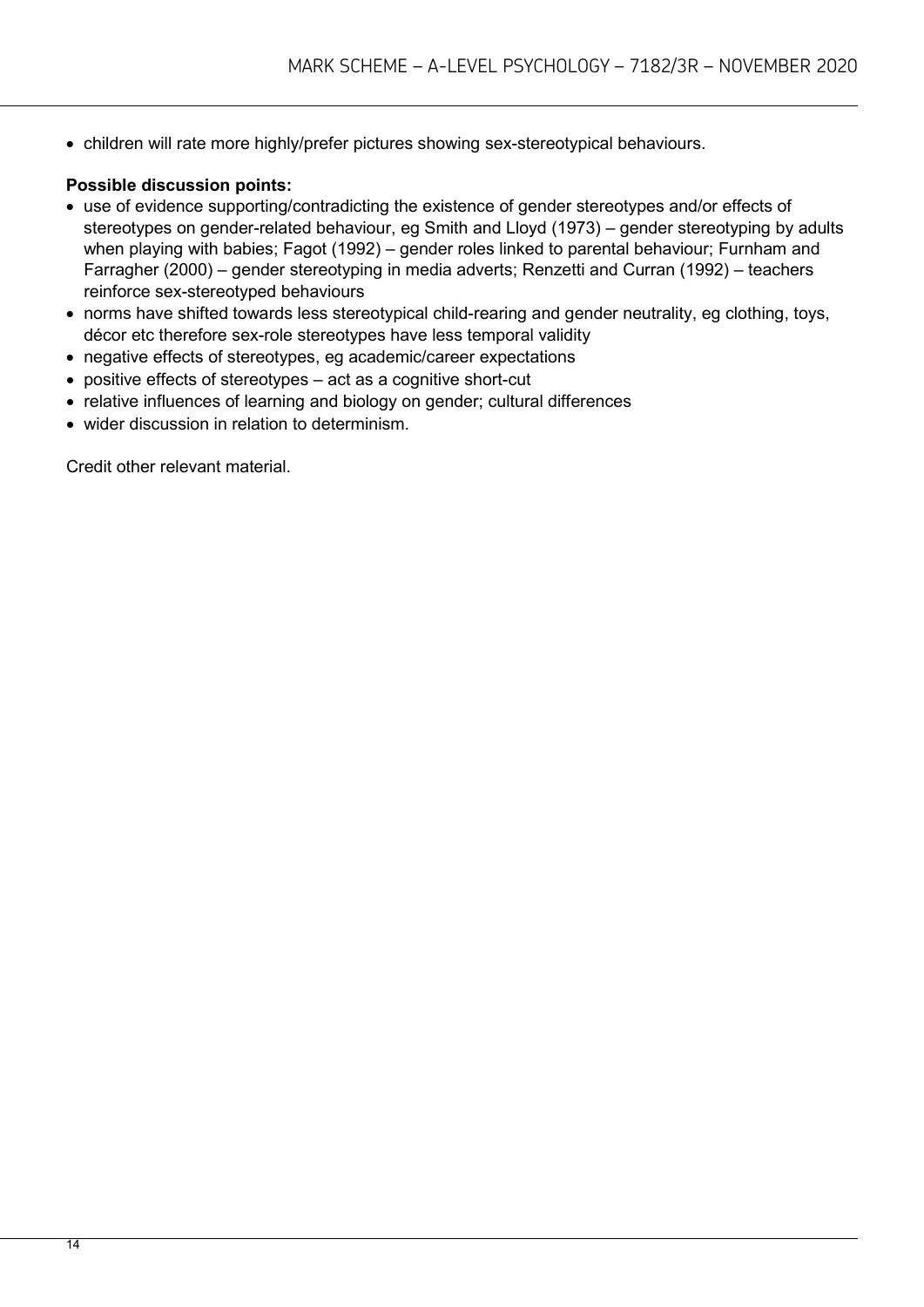- children will rate more highly/prefer pictures showing sex-stereotypical behaviours.

**Possible discussion points:**

- use of evidence supporting/contradicting the existence of gender stereotypes and/or effects of stereotypes on gender-related behaviour, eg Smith and Lloyd (1973) – gender stereotyping by adults when playing with babies; Fagot (1992) – gender roles linked to parental behaviour; Furnham and Farragher (2000) – gender stereotyping in media adverts; Renzetti and Curran (1992) – teachers reinforce sex-stereotyped behaviours
- norms have shifted towards less stereotypical child-rearing and gender neutrality, eg clothing, toys, décor etc therefore sex-role stereotypes have less temporal validity
- negative effects of stereotypes, eg academic/career expectations
- positive effects of stereotypes – act as a cognitive short-cut
- relative influences of learning and biology on gender; cultural differences
- wider discussion in relation to determinism.

Credit other relevant material.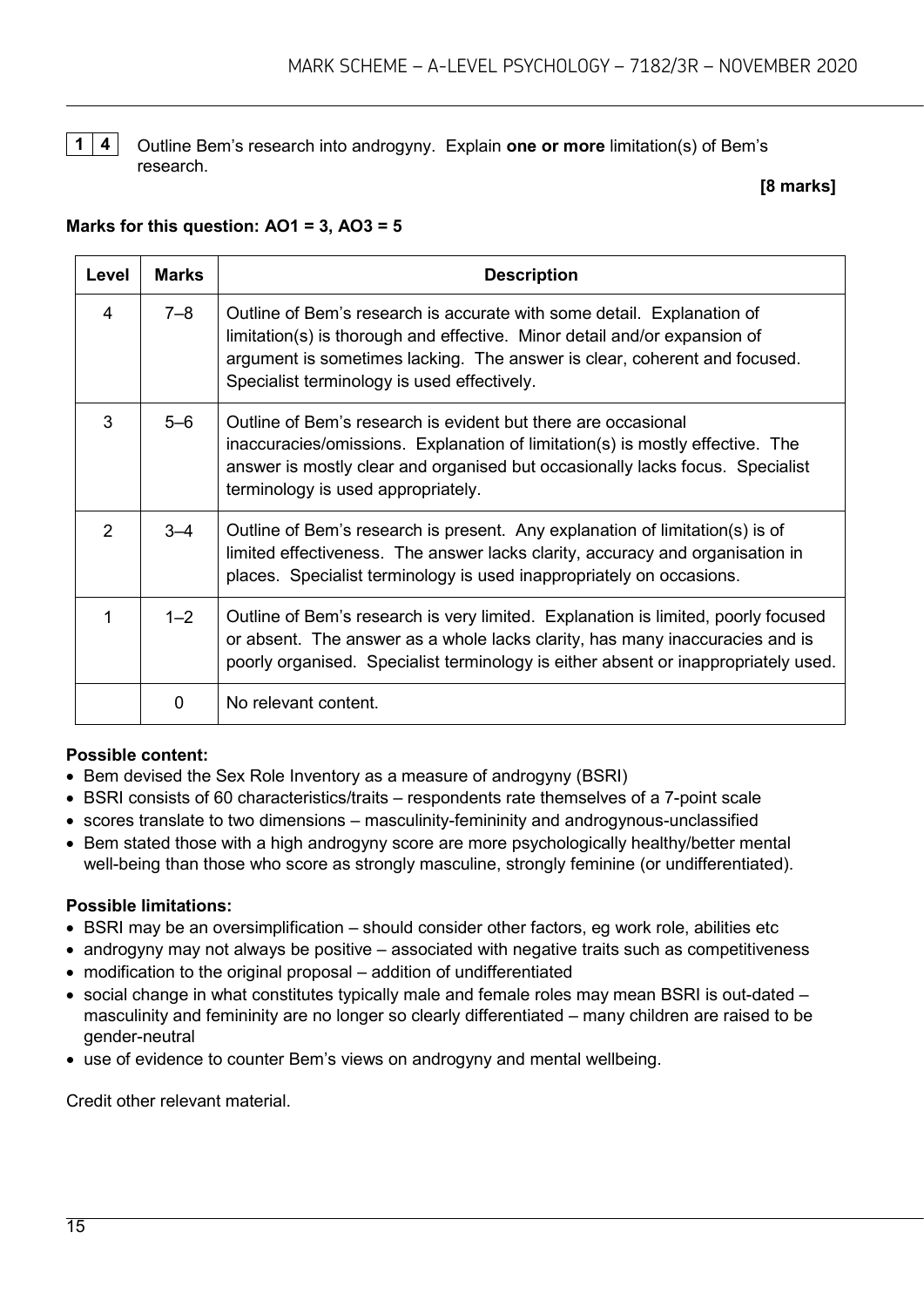**1 4** Outline Bem's research into androgyny. Explain **one or more** limitation(s) of Bem's research.

**[8 marks]**

**Marks for this question: AO1 = 3, AO3 = 5**

| Level | Marks | Description |
|---|---|---|
| 4 | 7–8 | Outline of Bem's research is accurate with some detail. Explanation of limitation(s) is thorough and effective. Minor detail and/or expansion of argument is sometimes lacking. The answer is clear, coherent and focused. Specialist terminology is used effectively. |
| 3 | 5–6 | Outline of Bem's research is evident but there are occasional inaccuracies/omissions. Explanation of limitation(s) is mostly effective. The answer is mostly clear and organised but occasionally lacks focus. Specialist terminology is used appropriately. |
| 2 | 3–4 | Outline of Bem's research is present. Any explanation of limitation(s) is of limited effectiveness. The answer lacks clarity, accuracy and organisation in places. Specialist terminology is used inappropriately on occasions. |
| 1 | 1–2 | Outline of Bem's research is very limited. Explanation is limited, poorly focused or absent. The answer as a whole lacks clarity, has many inaccuracies and is poorly organised. Specialist terminology is either absent or inappropriately used. |
| | 0 | No relevant content. |

**Possible content:**

- Bem devised the Sex Role Inventory as a measure of androgyny (BSRI)
- BSRI consists of 60 characteristics/traits – respondents rate themselves of a 7-point scale
- scores translate to two dimensions – masculinity-femininity and androgynous-unclassified
- Bem stated those with a high androgyny score are more psychologically healthy/better mental well-being than those who score as strongly masculine, strongly feminine (or undifferentiated).

**Possible limitations:**

- BSRI may be an oversimplification – should consider other factors, eg work role, abilities etc
- androgyny may not always be positive – associated with negative traits such as competitiveness
- modification to the original proposal – addition of undifferentiated
- social change in what constitutes typically male and female roles may mean BSRI is out-dated – masculinity and femininity are no longer so clearly differentiated – many children are raised to be gender-neutral
- use of evidence to counter Bem's views on androgyny and mental wellbeing.

Credit other relevant material.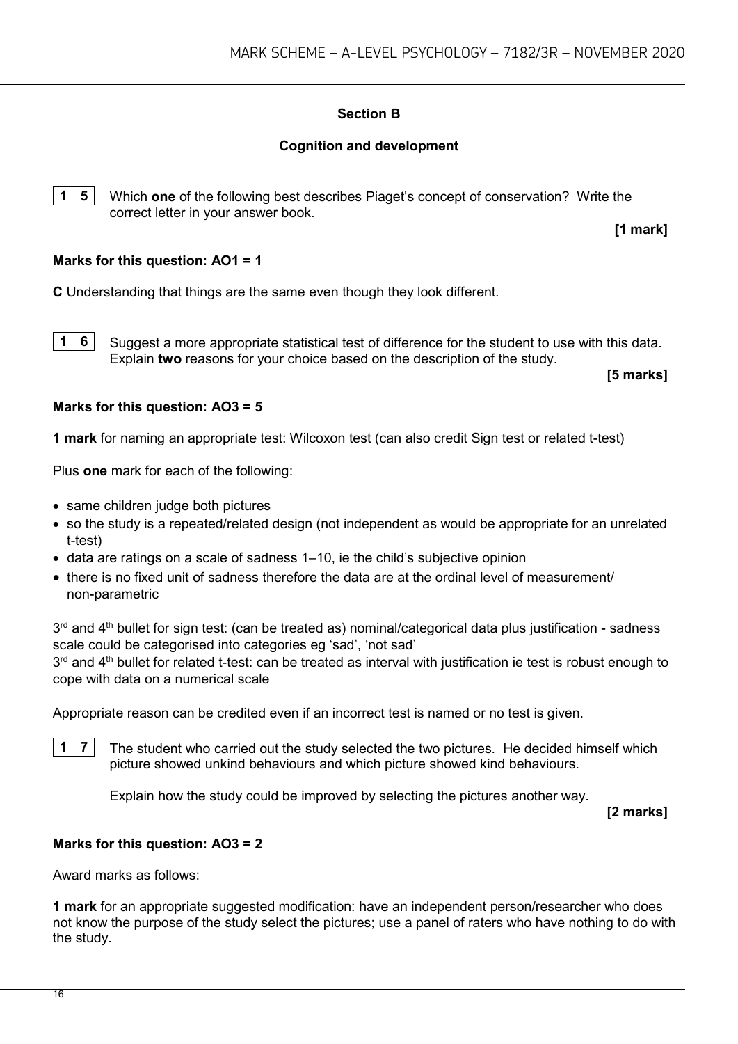## Section B

### Cognition and development

**15** Which **one** of the following best describes Piaget's concept of conservation? Write the correct letter in your answer book.

**[1 mark]**

**Marks for this question: AO1 = 1**

**C** Understanding that things are the same even though they look different.

**16** Suggest a more appropriate statistical test of difference for the student to use with this data. Explain **two** reasons for your choice based on the description of the study.

**[5 marks]**

**Marks for this question: AO3 = 5**

**1 mark** for naming an appropriate test: Wilcoxon test (can also credit Sign test or related t-test)

Plus **one** mark for each of the following:

- same children judge both pictures
- so the study is a repeated/related design (not independent as would be appropriate for an unrelated t-test)
- data are ratings on a scale of sadness 1–10, ie the child's subjective opinion
- there is no fixed unit of sadness therefore the data are at the ordinal level of measurement/ non-parametric

3rd and 4th bullet for sign test: (can be treated as) nominal/categorical data plus justification - sadness scale could be categorised into categories eg 'sad', 'not sad'

3rd and 4th bullet for related t-test: can be treated as interval with justification ie test is robust enough to cope with data on a numerical scale

Appropriate reason can be credited even if an incorrect test is named or no test is given.

**17** The student who carried out the study selected the two pictures. He decided himself which picture showed unkind behaviours and which picture showed kind behaviours.

Explain how the study could be improved by selecting the pictures another way.

**[2 marks]**

**Marks for this question: AO3 = 2**

Award marks as follows:

**1 mark** for an appropriate suggested modification: have an independent person/researcher who does not know the purpose of the study select the pictures; use a panel of raters who have nothing to do with the study.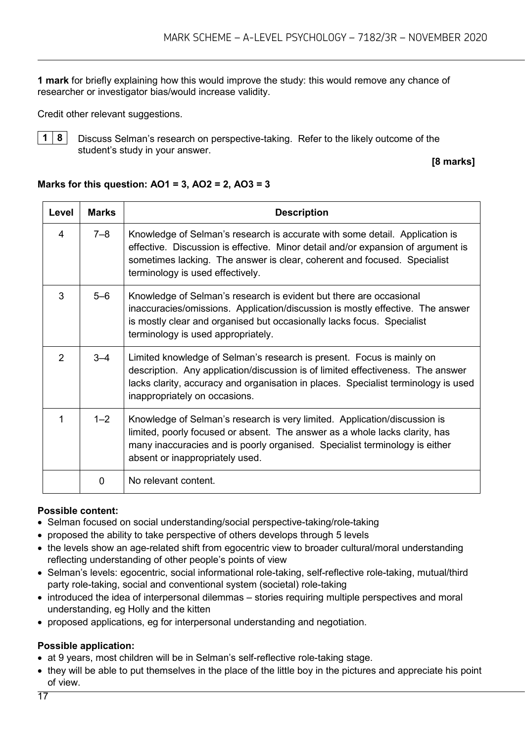**1 mark** for briefly explaining how this would improve the study: this would remove any chance of researcher or investigator bias/would increase validity.

Credit other relevant suggestions.

**1 8** Discuss Selman's research on perspective-taking. Refer to the likely outcome of the student's study in your answer.

**[8 marks]**

**Marks for this question: AO1 = 3, AO2 = 2, AO3 = 3**

| Level | Marks | Description |
| --- | --- | --- |
| 4 | 7–8 | Knowledge of Selman's research is accurate with some detail. Application is effective. Discussion is effective. Minor detail and/or expansion of argument is sometimes lacking. The answer is clear, coherent and focused. Specialist terminology is used effectively. |
| 3 | 5–6 | Knowledge of Selman's research is evident but there are occasional inaccuracies/omissions. Application/discussion is mostly effective. The answer is mostly clear and organised but occasionally lacks focus. Specialist terminology is used appropriately. |
| 2 | 3–4 | Limited knowledge of Selman's research is present. Focus is mainly on description. Any application/discussion is of limited effectiveness. The answer lacks clarity, accuracy and organisation in places. Specialist terminology is used inappropriately on occasions. |
| 1 | 1–2 | Knowledge of Selman's research is very limited. Application/discussion is limited, poorly focused or absent. The answer as a whole lacks clarity, has many inaccuracies and is poorly organised. Specialist terminology is either absent or inappropriately used. |
| | 0 | No relevant content. |

**Possible content:**

- Selman focused on social understanding/social perspective-taking/role-taking
- proposed the ability to take perspective of others develops through 5 levels
- the levels show an age-related shift from egocentric view to broader cultural/moral understanding reflecting understanding of other people's points of view
- Selman's levels: egocentric, social informational role-taking, self-reflective role-taking, mutual/third party role-taking, social and conventional system (societal) role-taking
- introduced the idea of interpersonal dilemmas – stories requiring multiple perspectives and moral understanding, eg Holly and the kitten
- proposed applications, eg for interpersonal understanding and negotiation.

**Possible application:**

- at 9 years, most children will be in Selman's self-reflective role-taking stage.
- they will be able to put themselves in the place of the little boy in the pictures and appreciate his point of view.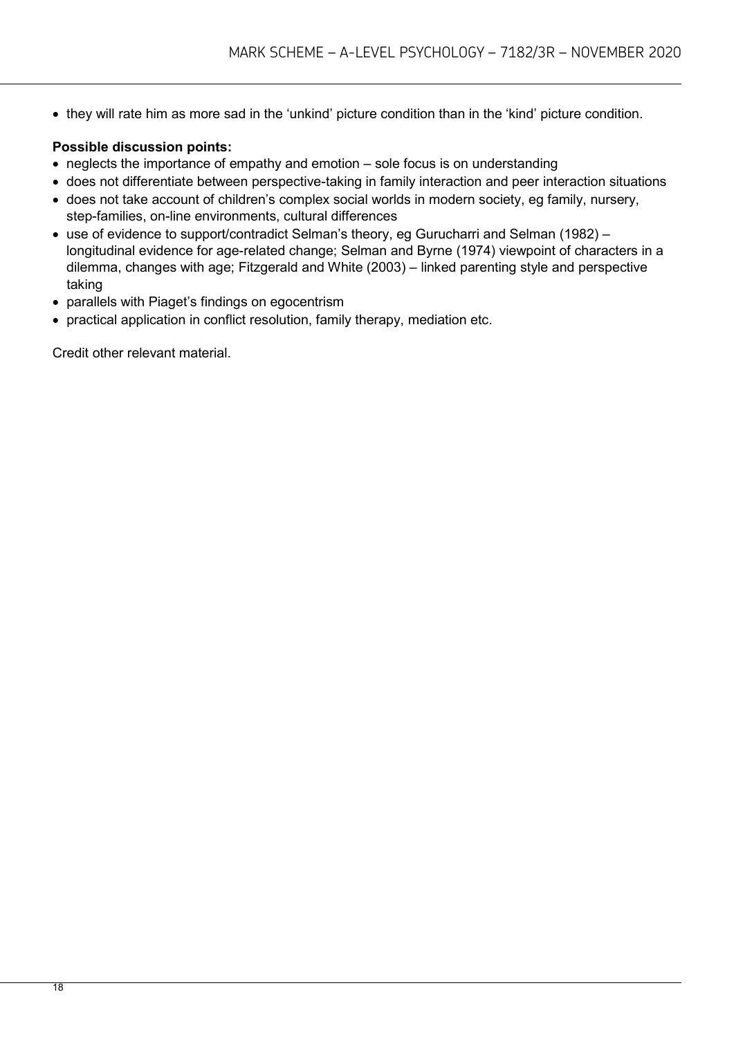- they will rate him as more sad in the 'unkind' picture condition than in the 'kind' picture condition.

**Possible discussion points:**

- neglects the importance of empathy and emotion – sole focus is on understanding
- does not differentiate between perspective-taking in family interaction and peer interaction situations
- does not take account of children's complex social worlds in modern society, eg family, nursery, step-families, on-line environments, cultural differences
- use of evidence to support/contradict Selman's theory, eg Gurucharri and Selman (1982) – longitudinal evidence for age-related change; Selman and Byrne (1974) viewpoint of characters in a dilemma, changes with age; Fitzgerald and White (2003) – linked parenting style and perspective taking
- parallels with Piaget's findings on egocentrism
- practical application in conflict resolution, family therapy, mediation etc.

Credit other relevant material.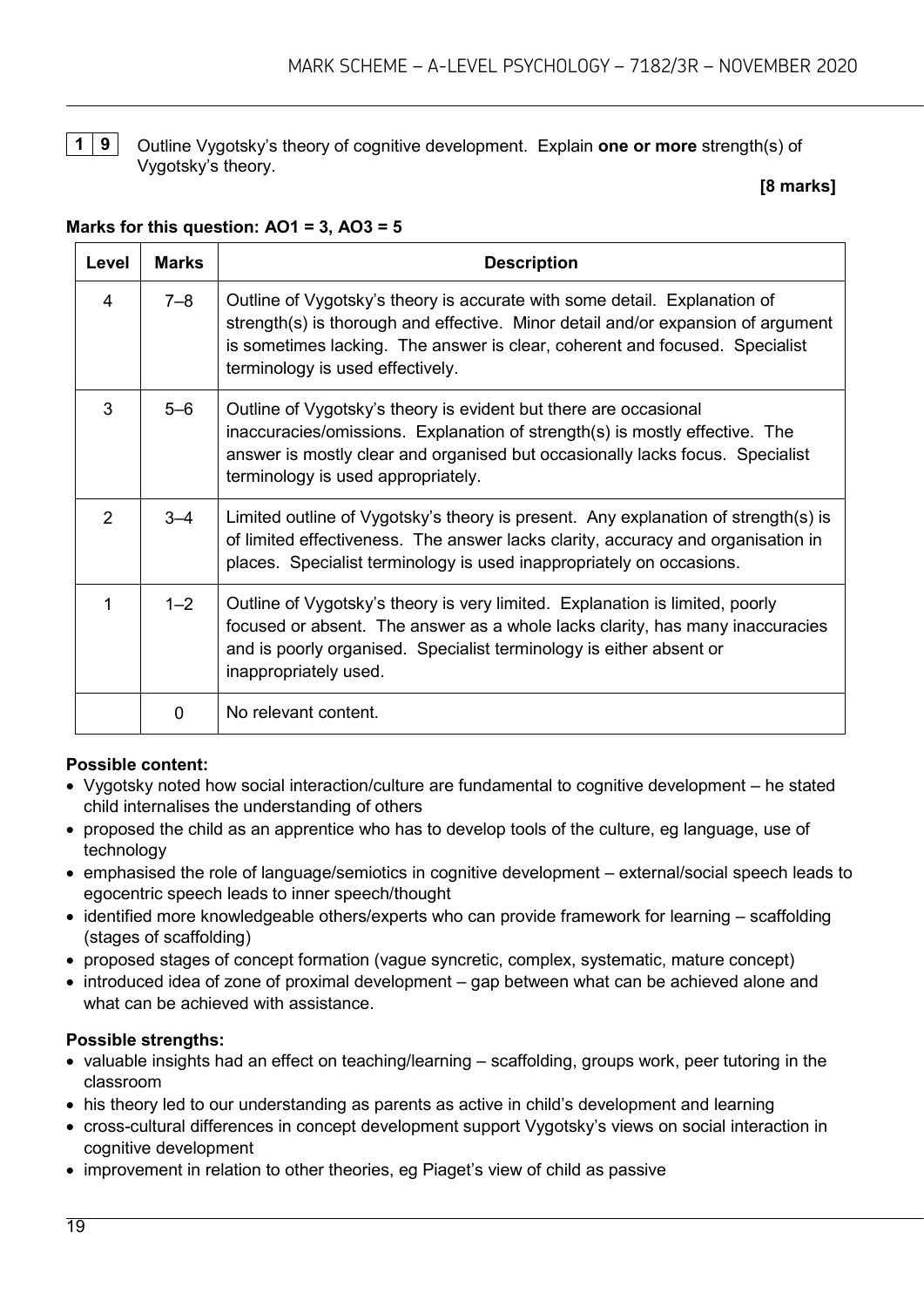**1 9** Outline Vygotsky's theory of cognitive development. Explain **one or more** strength(s) of Vygotsky's theory.

**[8 marks]**

**Marks for this question: AO1 = 3, AO3 = 5**

| Level | Marks | Description |
|---|---|---|
| 4 | 7–8 | Outline of Vygotsky's theory is accurate with some detail. Explanation of strength(s) is thorough and effective. Minor detail and/or expansion of argument is sometimes lacking. The answer is clear, coherent and focused. Specialist terminology is used effectively. |
| 3 | 5–6 | Outline of Vygotsky's theory is evident but there are occasional inaccuracies/omissions. Explanation of strength(s) is mostly effective. The answer is mostly clear and organised but occasionally lacks focus. Specialist terminology is used appropriately. |
| 2 | 3–4 | Limited outline of Vygotsky's theory is present. Any explanation of strength(s) is of limited effectiveness. The answer lacks clarity, accuracy and organisation in places. Specialist terminology is used inappropriately on occasions. |
| 1 | 1–2 | Outline of Vygotsky's theory is very limited. Explanation is limited, poorly focused or absent. The answer as a whole lacks clarity, has many inaccuracies and is poorly organised. Specialist terminology is either absent or inappropriately used. |
| | 0 | No relevant content. |

**Possible content:**

- Vygotsky noted how social interaction/culture are fundamental to cognitive development – he stated child internalises the understanding of others
- proposed the child as an apprentice who has to develop tools of the culture, eg language, use of technology
- emphasised the role of language/semiotics in cognitive development – external/social speech leads to egocentric speech leads to inner speech/thought
- identified more knowledgeable others/experts who can provide framework for learning – scaffolding (stages of scaffolding)
- proposed stages of concept formation (vague syncretic, complex, systematic, mature concept)
- introduced idea of zone of proximal development – gap between what can be achieved alone and what can be achieved with assistance.

**Possible strengths:**

- valuable insights had an effect on teaching/learning – scaffolding, groups work, peer tutoring in the classroom
- his theory led to our understanding as parents as active in child's development and learning
- cross-cultural differences in concept development support Vygotsky's views on social interaction in cognitive development
- improvement in relation to other theories, eg Piaget's view of child as passive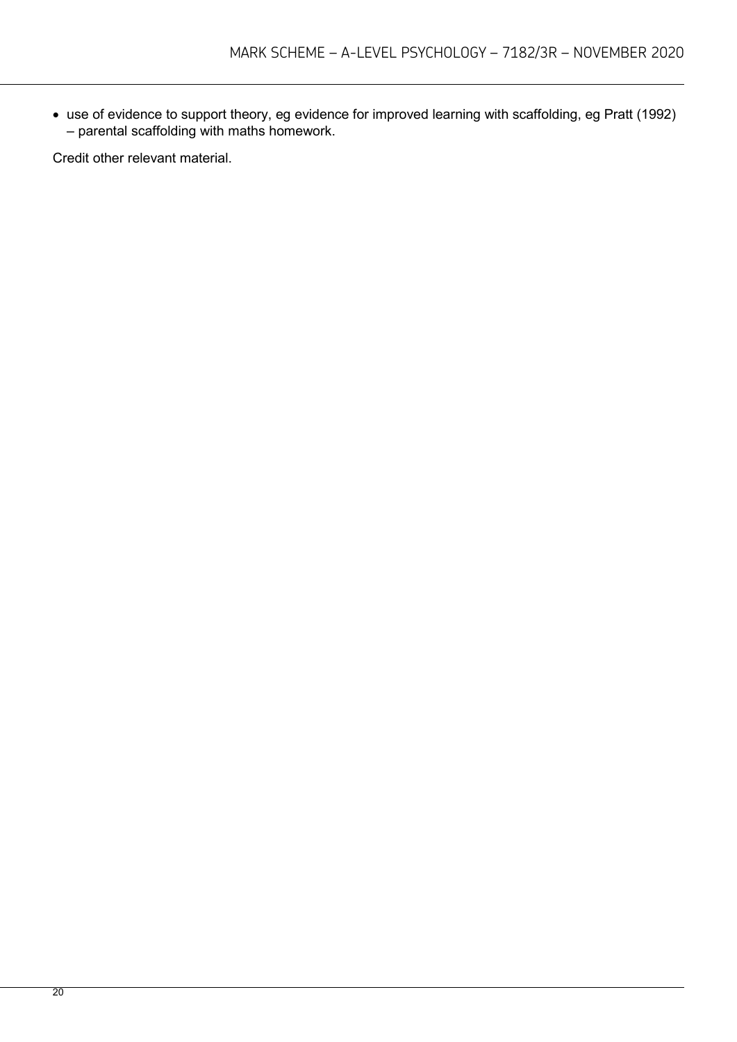- use of evidence to support theory, eg evidence for improved learning with scaffolding, eg Pratt (1992) – parental scaffolding with maths homework.

Credit other relevant material.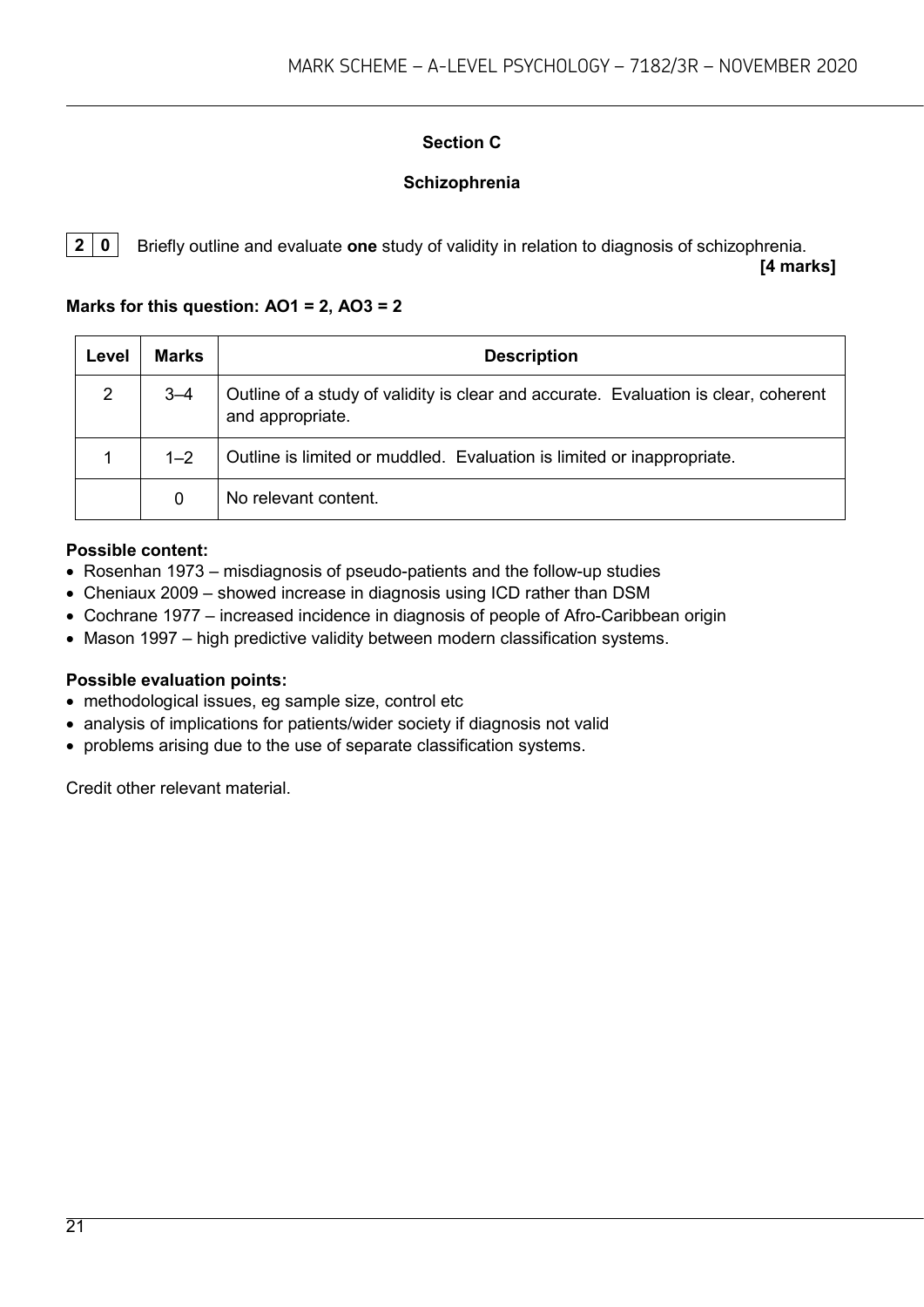## Section C

### Schizophrenia

**2 0** Briefly outline and evaluate **one** study of validity in relation to diagnosis of schizophrenia.

**[4 marks]**

**Marks for this question: AO1 = 2, AO3 = 2**

| Level | Marks | Description |
| --- | --- | --- |
| 2 | 3–4 | Outline of a study of validity is clear and accurate. Evaluation is clear, coherent and appropriate. |
| 1 | 1–2 | Outline is limited or muddled. Evaluation is limited or inappropriate. |
| | 0 | No relevant content. |

**Possible content:**

- Rosenhan 1973 – misdiagnosis of pseudo-patients and the follow-up studies
- Cheniaux 2009 – showed increase in diagnosis using ICD rather than DSM
- Cochrane 1977 – increased incidence in diagnosis of people of Afro-Caribbean origin
- Mason 1997 – high predictive validity between modern classification systems.

**Possible evaluation points:**

- methodological issues, eg sample size, control etc
- analysis of implications for patients/wider society if diagnosis not valid
- problems arising due to the use of separate classification systems.

Credit other relevant material.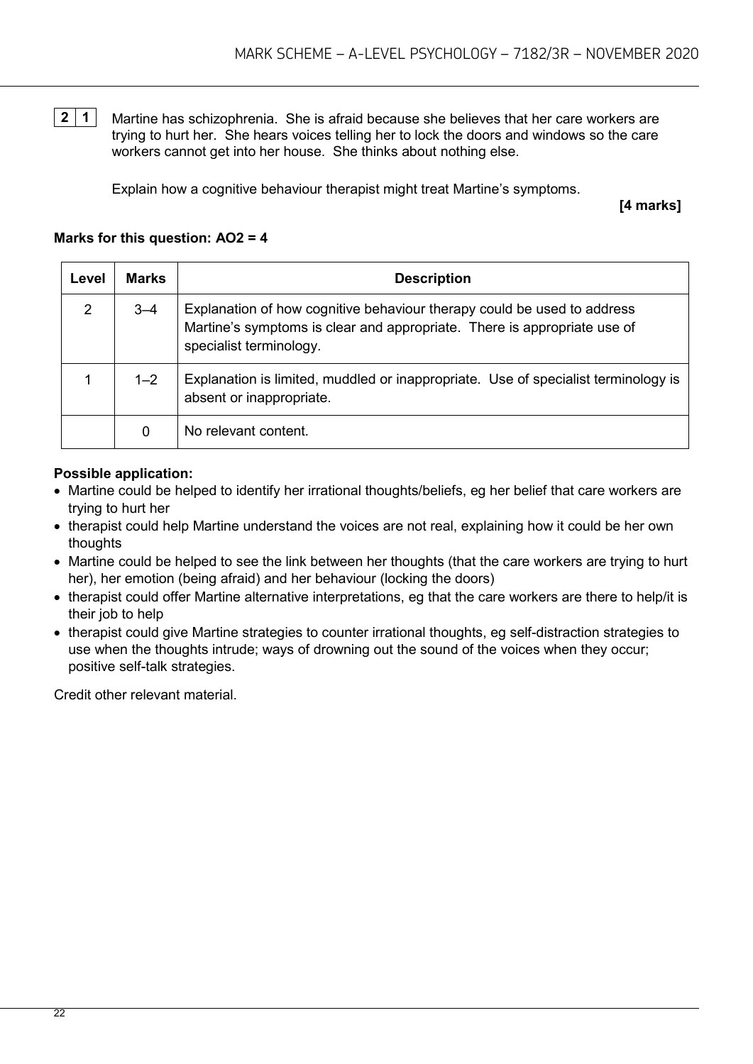**2 1** Martine has schizophrenia. She is afraid because she believes that her care workers are trying to hurt her. She hears voices telling her to lock the doors and windows so the care workers cannot get into her house. She thinks about nothing else.

Explain how a cognitive behaviour therapist might treat Martine's symptoms.

**[4 marks]**

**Marks for this question: AO2 = 4**

| Level | Marks | Description |
| --- | --- | --- |
| 2 | 3–4 | Explanation of how cognitive behaviour therapy could be used to address Martine's symptoms is clear and appropriate. There is appropriate use of specialist terminology. |
| 1 | 1–2 | Explanation is limited, muddled or inappropriate. Use of specialist terminology is absent or inappropriate. |
| | 0 | No relevant content. |

**Possible application:**

- Martine could be helped to identify her irrational thoughts/beliefs, eg her belief that care workers are trying to hurt her
- therapist could help Martine understand the voices are not real, explaining how it could be her own thoughts
- Martine could be helped to see the link between her thoughts (that the care workers are trying to hurt her), her emotion (being afraid) and her behaviour (locking the doors)
- therapist could offer Martine alternative interpretations, eg that the care workers are there to help/it is their job to help
- therapist could give Martine strategies to counter irrational thoughts, eg self-distraction strategies to use when the thoughts intrude; ways of drowning out the sound of the voices when they occur; positive self-talk strategies.

Credit other relevant material.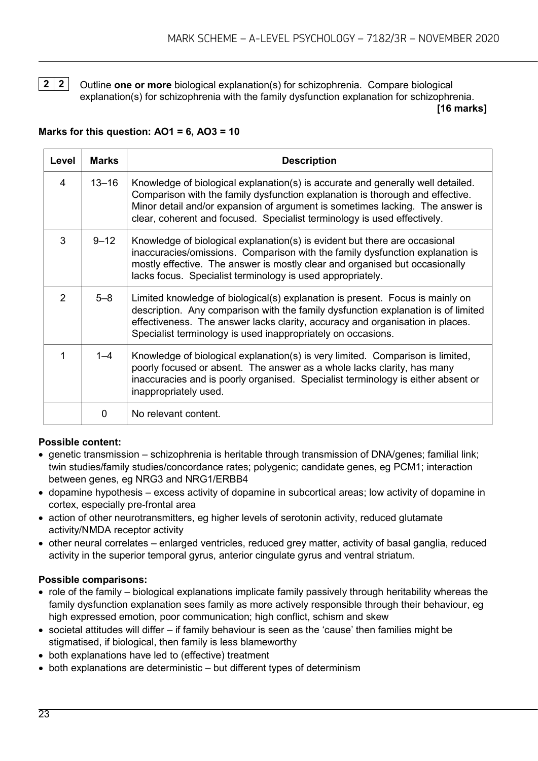**2 2** Outline **one or more** biological explanation(s) for schizophrenia. Compare biological explanation(s) for schizophrenia with the family dysfunction explanation for schizophrenia.

**[16 marks]**

**Marks for this question: AO1 = 6, AO3 = 10**

| Level | Marks | Description |
|---|---|---|
| 4 | 13–16 | Knowledge of biological explanation(s) is accurate and generally well detailed. Comparison with the family dysfunction explanation is thorough and effective. Minor detail and/or expansion of argument is sometimes lacking. The answer is clear, coherent and focused. Specialist terminology is used effectively. |
| 3 | 9–12 | Knowledge of biological explanation(s) is evident but there are occasional inaccuracies/omissions. Comparison with the family dysfunction explanation is mostly effective. The answer is mostly clear and organised but occasionally lacks focus. Specialist terminology is used appropriately. |
| 2 | 5–8 | Limited knowledge of biological(s) explanation is present. Focus is mainly on description. Any comparison with the family dysfunction explanation is of limited effectiveness. The answer lacks clarity, accuracy and organisation in places. Specialist terminology is used inappropriately on occasions. |
| 1 | 1–4 | Knowledge of biological explanation(s) is very limited. Comparison is limited, poorly focused or absent. The answer as a whole lacks clarity, has many inaccuracies and is poorly organised. Specialist terminology is either absent or inappropriately used. |
| | 0 | No relevant content. |

**Possible content:**

- genetic transmission – schizophrenia is heritable through transmission of DNA/genes; familial link; twin studies/family studies/concordance rates; polygenic; candidate genes, eg PCM1; interaction between genes, eg NRG3 and NRG1/ERBB4
- dopamine hypothesis – excess activity of dopamine in subcortical areas; low activity of dopamine in cortex, especially pre-frontal area
- action of other neurotransmitters, eg higher levels of serotonin activity, reduced glutamate activity/NMDA receptor activity
- other neural correlates – enlarged ventricles, reduced grey matter, activity of basal ganglia, reduced activity in the superior temporal gyrus, anterior cingulate gyrus and ventral striatum.

**Possible comparisons:**

- role of the family – biological explanations implicate family passively through heritability whereas the family dysfunction explanation sees family as more actively responsible through their behaviour, eg high expressed emotion, poor communication; high conflict, schism and skew
- societal attitudes will differ – if family behaviour is seen as the 'cause' then families might be stigmatised, if biological, then family is less blameworthy
- both explanations have led to (effective) treatment
- both explanations are deterministic – but different types of determinism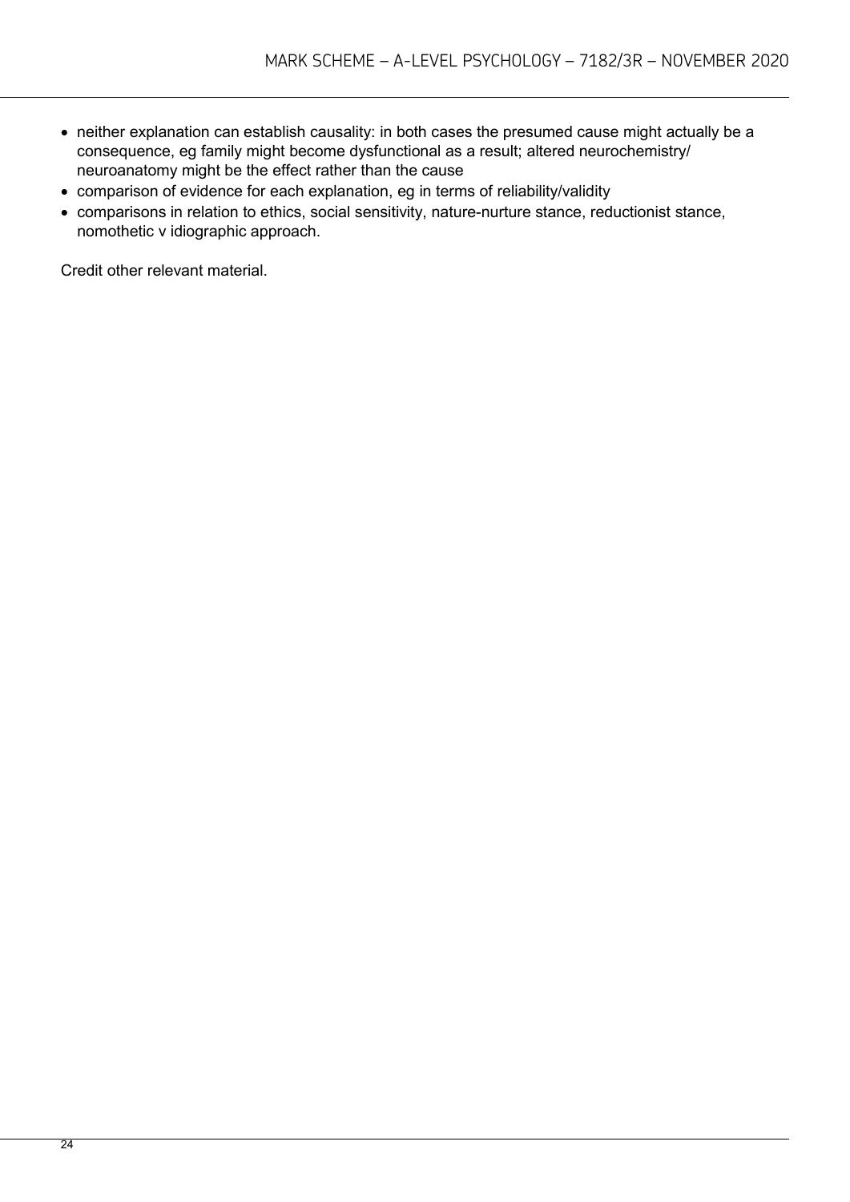- neither explanation can establish causality: in both cases the presumed cause might actually be a consequence, eg family might become dysfunctional as a result; altered neurochemistry/ neuroanatomy might be the effect rather than the cause
- comparison of evidence for each explanation, eg in terms of reliability/validity
- comparisons in relation to ethics, social sensitivity, nature-nurture stance, reductionist stance, nomothetic v idiographic approach.

Credit other relevant material.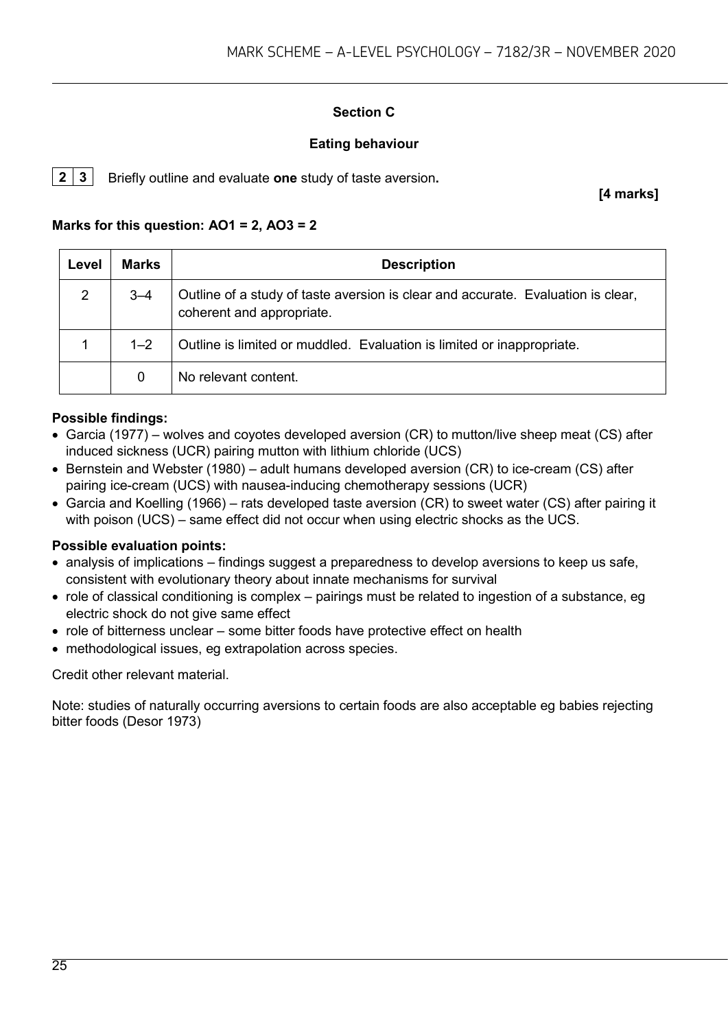## Section C

### Eating behaviour

**2 3** Briefly outline and evaluate **one** study of taste aversion.

**[4 marks]**

**Marks for this question: AO1 = 2, AO3 = 2**

| Level | Marks | Description |
|---|---|---|
| 2 | 3–4 | Outline of a study of taste aversion is clear and accurate. Evaluation is clear, coherent and appropriate. |
| 1 | 1–2 | Outline is limited or muddled. Evaluation is limited or inappropriate. |
| | 0 | No relevant content. |

**Possible findings:**

- Garcia (1977) – wolves and coyotes developed aversion (CR) to mutton/live sheep meat (CS) after induced sickness (UCR) pairing mutton with lithium chloride (UCS)
- Bernstein and Webster (1980) – adult humans developed aversion (CR) to ice-cream (CS) after pairing ice-cream (UCS) with nausea-inducing chemotherapy sessions (UCR)
- Garcia and Koelling (1966) – rats developed taste aversion (CR) to sweet water (CS) after pairing it with poison (UCS) – same effect did not occur when using electric shocks as the UCS.

**Possible evaluation points:**

- analysis of implications – findings suggest a preparedness to develop aversions to keep us safe, consistent with evolutionary theory about innate mechanisms for survival
- role of classical conditioning is complex – pairings must be related to ingestion of a substance, eg electric shock do not give same effect
- role of bitterness unclear – some bitter foods have protective effect on health
- methodological issues, eg extrapolation across species.

Credit other relevant material.

Note: studies of naturally occurring aversions to certain foods are also acceptable eg babies rejecting bitter foods (Desor 1973)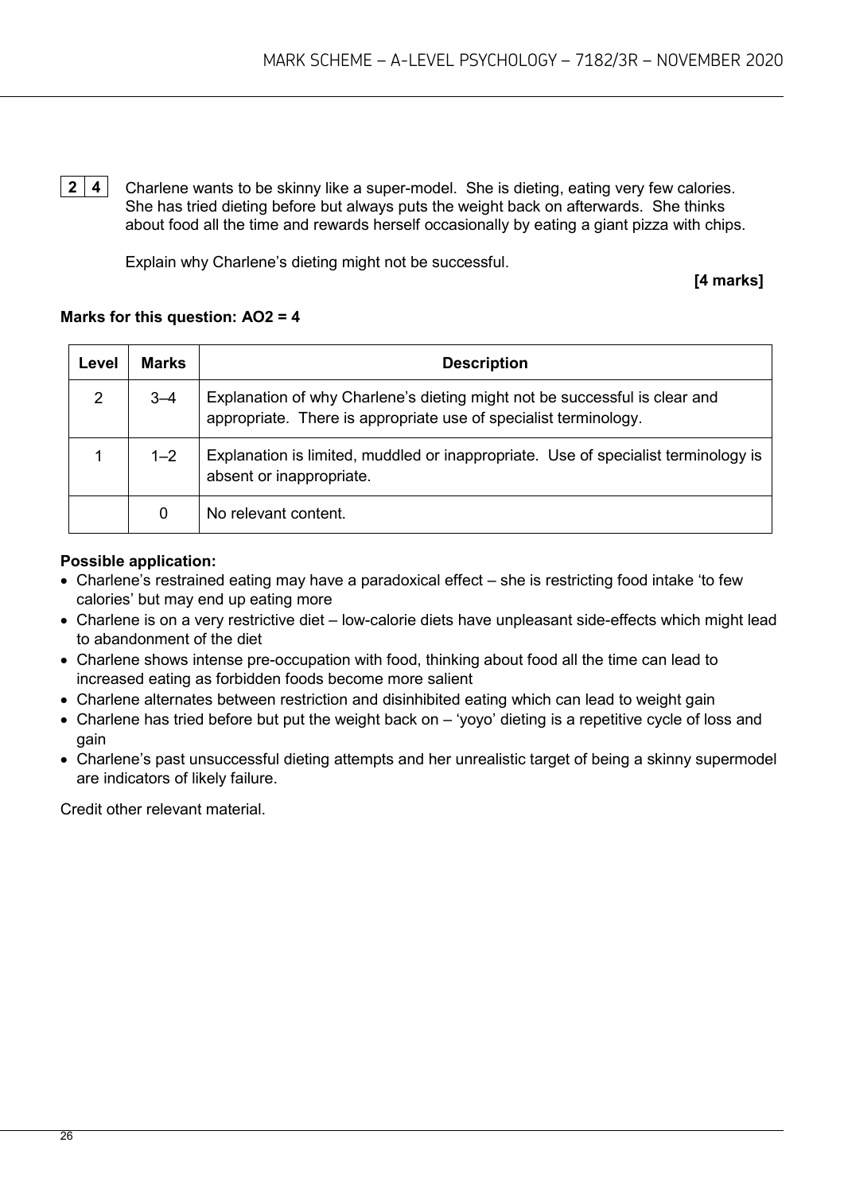**2 4** Charlene wants to be skinny like a super-model. She is dieting, eating very few calories. She has tried dieting before but always puts the weight back on afterwards. She thinks about food all the time and rewards herself occasionally by eating a giant pizza with chips.

Explain why Charlene's dieting might not be successful.

**[4 marks]**

**Marks for this question: AO2 = 4**

| Level | Marks | Description |
|---|---|---|
| 2 | 3–4 | Explanation of why Charlene's dieting might not be successful is clear and appropriate. There is appropriate use of specialist terminology. |
| 1 | 1–2 | Explanation is limited, muddled or inappropriate. Use of specialist terminology is absent or inappropriate. |
| | 0 | No relevant content. |

**Possible application:**

- Charlene's restrained eating may have a paradoxical effect – she is restricting food intake 'to few calories' but may end up eating more
- Charlene is on a very restrictive diet – low-calorie diets have unpleasant side-effects which might lead to abandonment of the diet
- Charlene shows intense pre-occupation with food, thinking about food all the time can lead to increased eating as forbidden foods become more salient
- Charlene alternates between restriction and disinhibited eating which can lead to weight gain
- Charlene has tried before but put the weight back on – 'yoyo' dieting is a repetitive cycle of loss and gain
- Charlene's past unsuccessful dieting attempts and her unrealistic target of being a skinny supermodel are indicators of likely failure.

Credit other relevant material.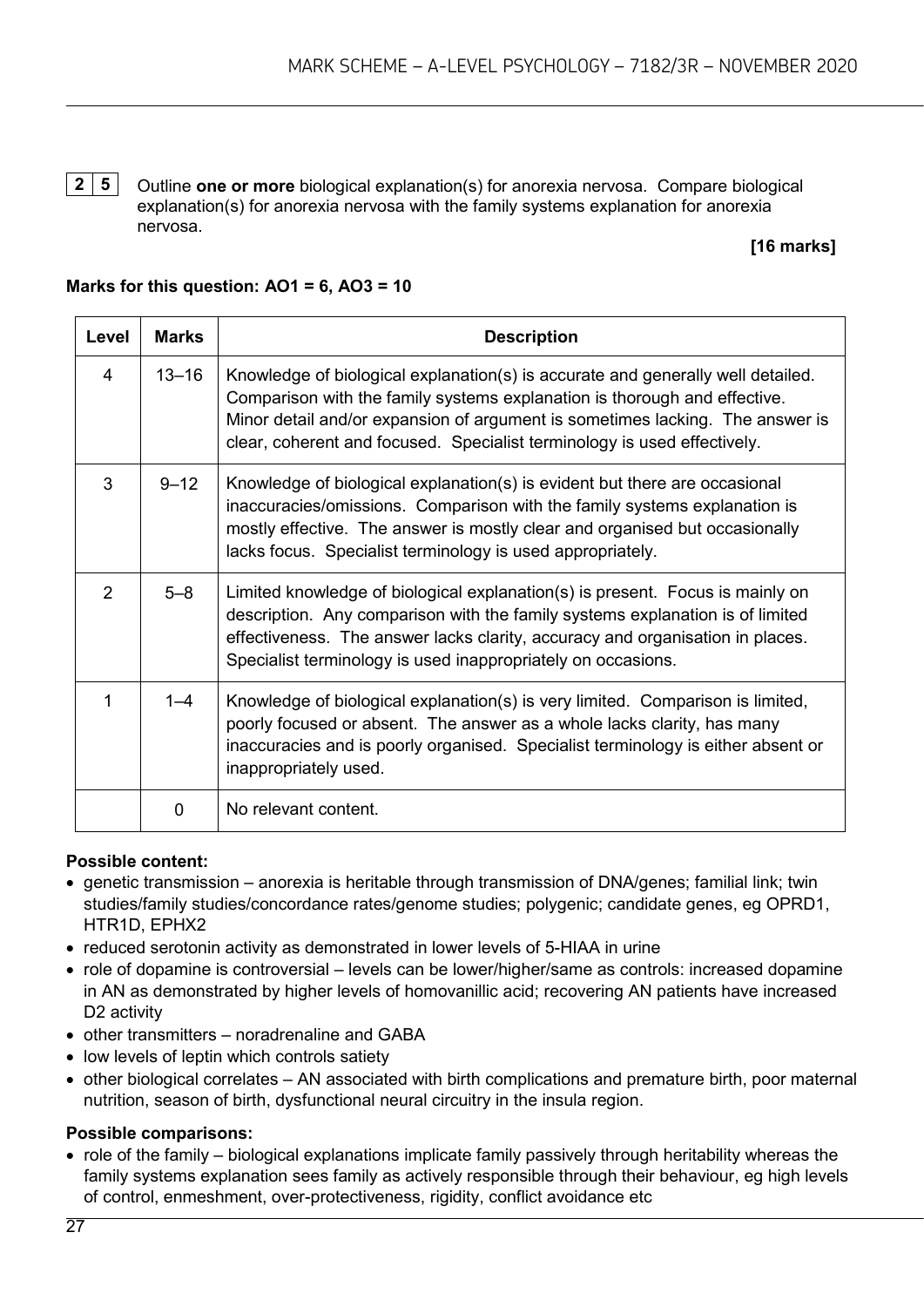**2 5** Outline **one or more** biological explanation(s) for anorexia nervosa. Compare biological explanation(s) for anorexia nervosa with the family systems explanation for anorexia nervosa.

**[16 marks]**

**Marks for this question: AO1 = 6, AO3 = 10**

| Level | Marks | Description |
|---|---|---|
| 4 | 13–16 | Knowledge of biological explanation(s) is accurate and generally well detailed. Comparison with the family systems explanation is thorough and effective. Minor detail and/or expansion of argument is sometimes lacking. The answer is clear, coherent and focused. Specialist terminology is used effectively. |
| 3 | 9–12 | Knowledge of biological explanation(s) is evident but there are occasional inaccuracies/omissions. Comparison with the family systems explanation is mostly effective. The answer is mostly clear and organised but occasionally lacks focus. Specialist terminology is used appropriately. |
| 2 | 5–8 | Limited knowledge of biological explanation(s) is present. Focus is mainly on description. Any comparison with the family systems explanation is of limited effectiveness. The answer lacks clarity, accuracy and organisation in places. Specialist terminology is used inappropriately on occasions. |
| 1 | 1–4 | Knowledge of biological explanation(s) is very limited. Comparison is limited, poorly focused or absent. The answer as a whole lacks clarity, has many inaccuracies and is poorly organised. Specialist terminology is either absent or inappropriately used. |
| | 0 | No relevant content. |

**Possible content:**

- genetic transmission – anorexia is heritable through transmission of DNA/genes; familial link; twin studies/family studies/concordance rates/genome studies; polygenic; candidate genes, eg OPRD1, HTR1D, EPHX2
- reduced serotonin activity as demonstrated in lower levels of 5-HIAA in urine
- role of dopamine is controversial – levels can be lower/higher/same as controls: increased dopamine in AN as demonstrated by higher levels of homovanillic acid; recovering AN patients have increased D2 activity
- other transmitters – noradrenaline and GABA
- low levels of leptin which controls satiety
- other biological correlates – AN associated with birth complications and premature birth, poor maternal nutrition, season of birth, dysfunctional neural circuitry in the insula region.

**Possible comparisons:**

- role of the family – biological explanations implicate family passively through heritability whereas the family systems explanation sees family as actively responsible through their behaviour, eg high levels of control, enmeshment, over-protectiveness, rigidity, conflict avoidance etc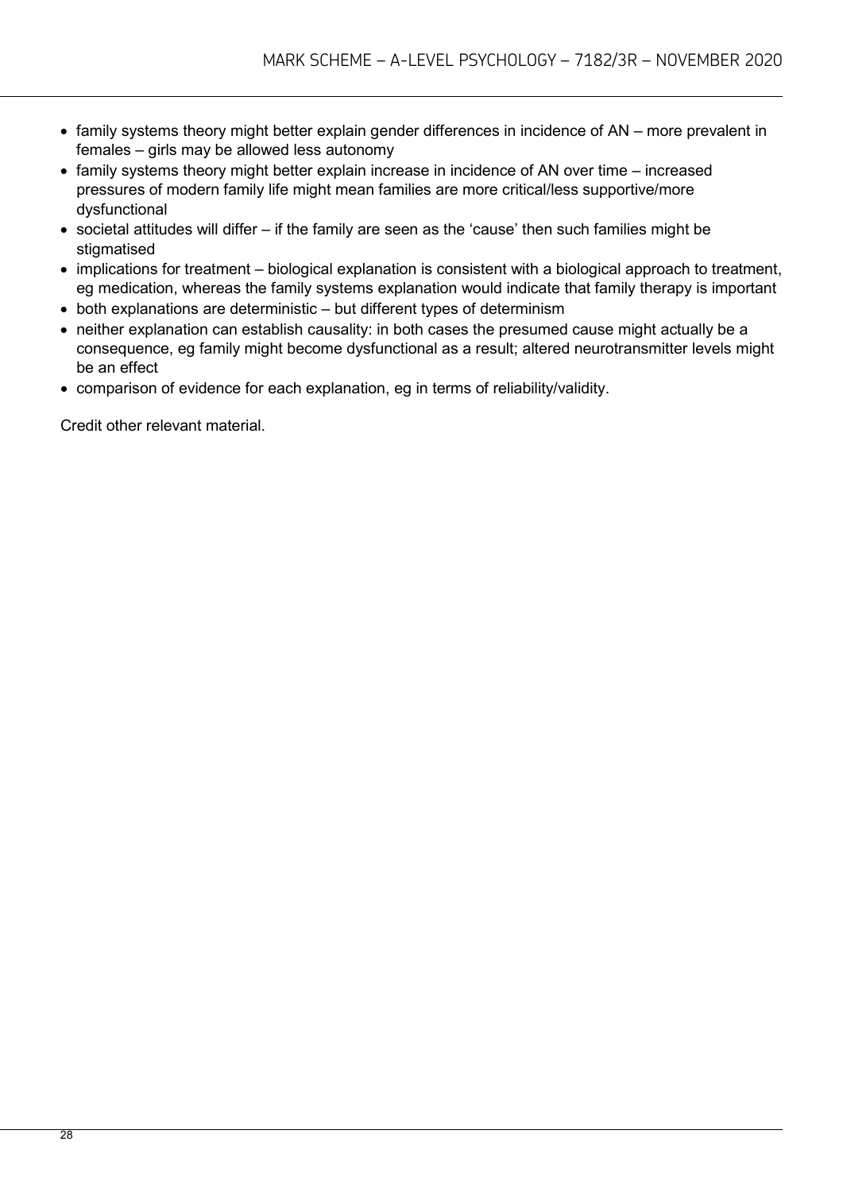- family systems theory might better explain gender differences in incidence of AN – more prevalent in females – girls may be allowed less autonomy
- family systems theory might better explain increase in incidence of AN over time – increased pressures of modern family life might mean families are more critical/less supportive/more dysfunctional
- societal attitudes will differ – if the family are seen as the 'cause' then such families might be stigmatised
- implications for treatment – biological explanation is consistent with a biological approach to treatment, eg medication, whereas the family systems explanation would indicate that family therapy is important
- both explanations are deterministic – but different types of determinism
- neither explanation can establish causality: in both cases the presumed cause might actually be a consequence, eg family might become dysfunctional as a result; altered neurotransmitter levels might be an effect
- comparison of evidence for each explanation, eg in terms of reliability/validity.

Credit other relevant material.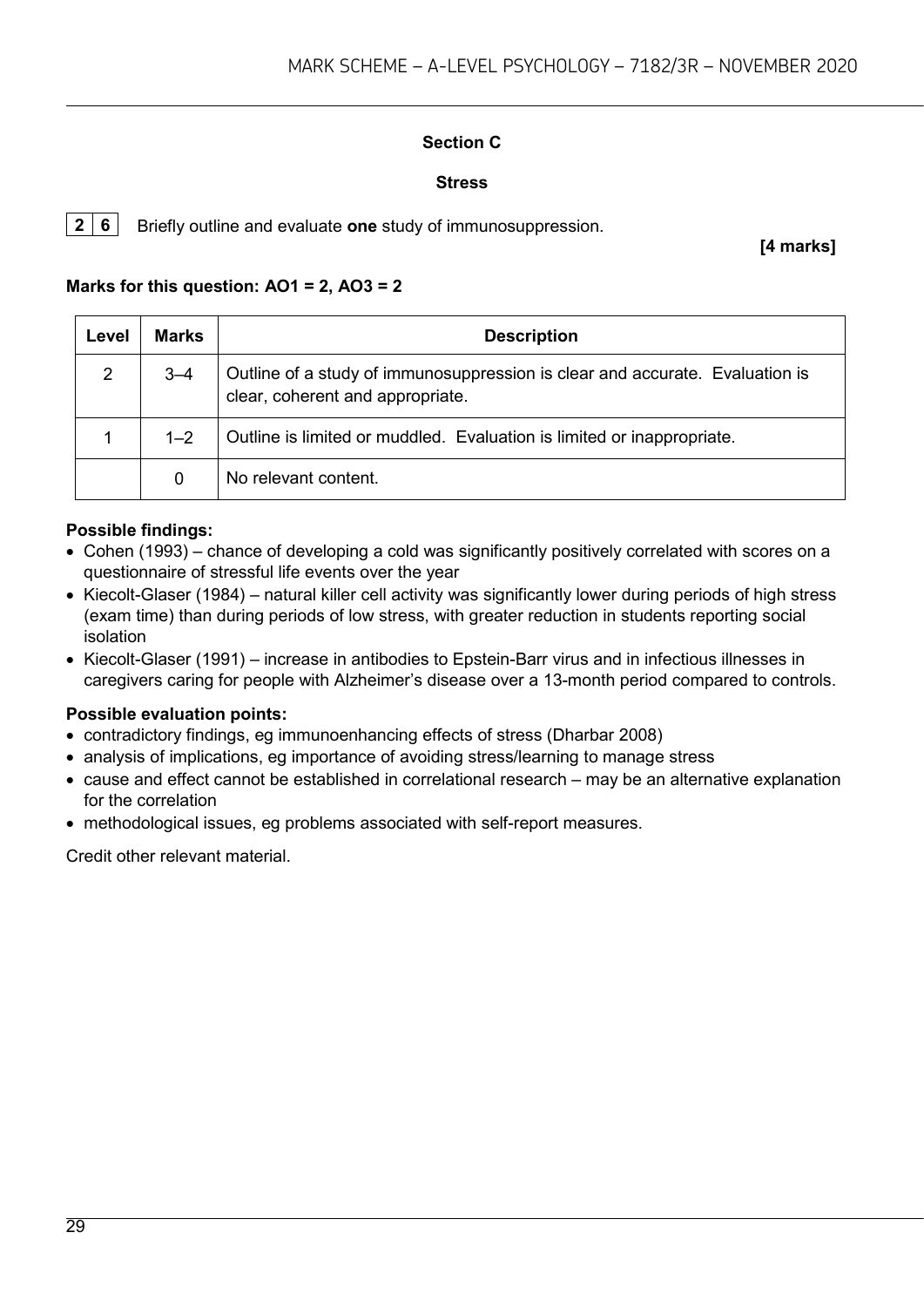## Section C

### Stress

**2 6** Briefly outline and evaluate **one** study of immunosuppression.

**[4 marks]**

**Marks for this question: AO1 = 2, AO3 = 2**

| Level | Marks | Description |
|---|---|---|
| 2 | 3–4 | Outline of a study of immunosuppression is clear and accurate. Evaluation is clear, coherent and appropriate. |
| 1 | 1–2 | Outline is limited or muddled. Evaluation is limited or inappropriate. |
| | 0 | No relevant content. |

**Possible findings:**

- Cohen (1993) – chance of developing a cold was significantly positively correlated with scores on a questionnaire of stressful life events over the year
- Kiecolt-Glaser (1984) – natural killer cell activity was significantly lower during periods of high stress (exam time) than during periods of low stress, with greater reduction in students reporting social isolation
- Kiecolt-Glaser (1991) – increase in antibodies to Epstein-Barr virus and in infectious illnesses in caregivers caring for people with Alzheimer's disease over a 13-month period compared to controls.

**Possible evaluation points:**

- contradictory findings, eg immunoenhancing effects of stress (Dharbar 2008)
- analysis of implications, eg importance of avoiding stress/learning to manage stress
- cause and effect cannot be established in correlational research – may be an alternative explanation for the correlation
- methodological issues, eg problems associated with self-report measures.

Credit other relevant material.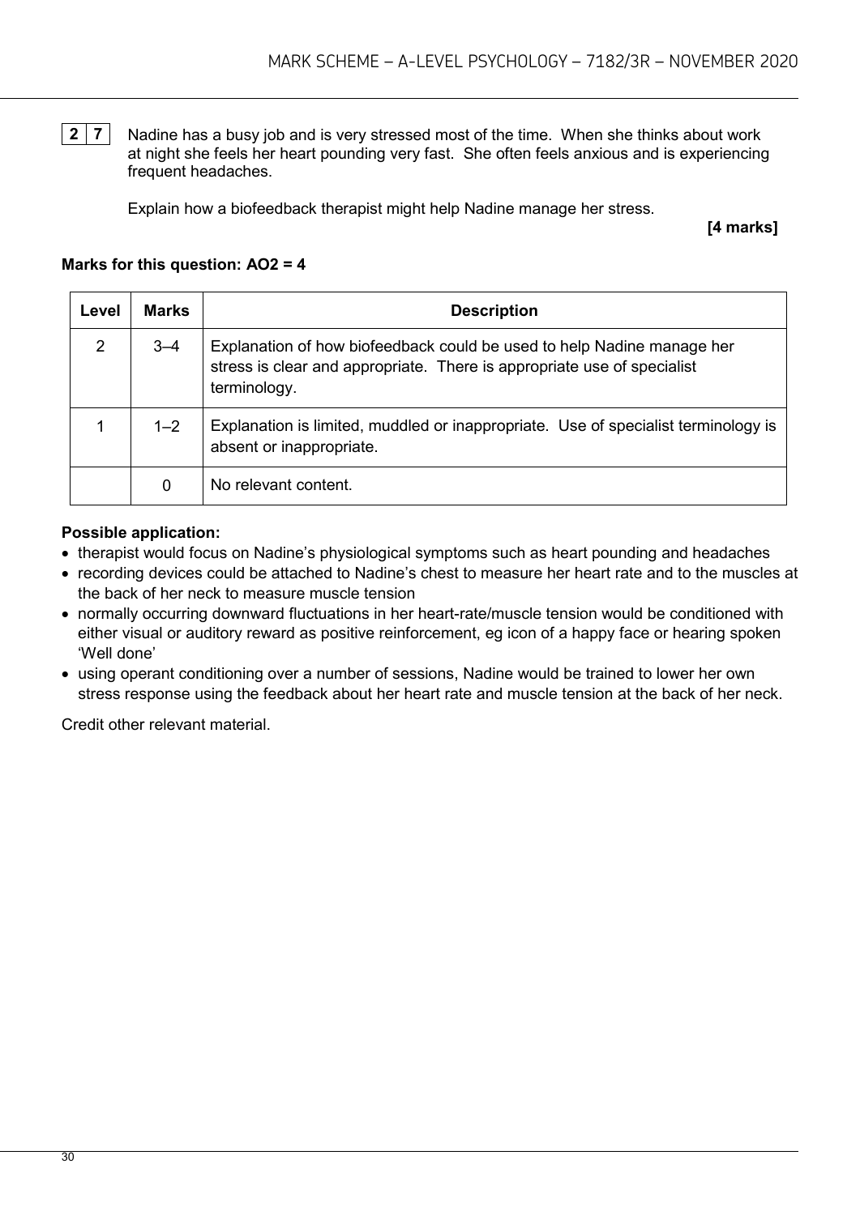**2 7** Nadine has a busy job and is very stressed most of the time. When she thinks about work at night she feels her heart pounding very fast. She often feels anxious and is experiencing frequent headaches.

Explain how a biofeedback therapist might help Nadine manage her stress.

**[4 marks]**

**Marks for this question: AO2 = 4**

| Level | Marks | Description |
|---|---|---|
| 2 | 3–4 | Explanation of how biofeedback could be used to help Nadine manage her stress is clear and appropriate. There is appropriate use of specialist terminology. |
| 1 | 1–2 | Explanation is limited, muddled or inappropriate. Use of specialist terminology is absent or inappropriate. |
| | 0 | No relevant content. |

**Possible application:**

- therapist would focus on Nadine's physiological symptoms such as heart pounding and headaches
- recording devices could be attached to Nadine's chest to measure her heart rate and to the muscles at the back of her neck to measure muscle tension
- normally occurring downward fluctuations in her heart-rate/muscle tension would be conditioned with either visual or auditory reward as positive reinforcement, eg icon of a happy face or hearing spoken 'Well done'
- using operant conditioning over a number of sessions, Nadine would be trained to lower her own stress response using the feedback about her heart rate and muscle tension at the back of her neck.

Credit other relevant material.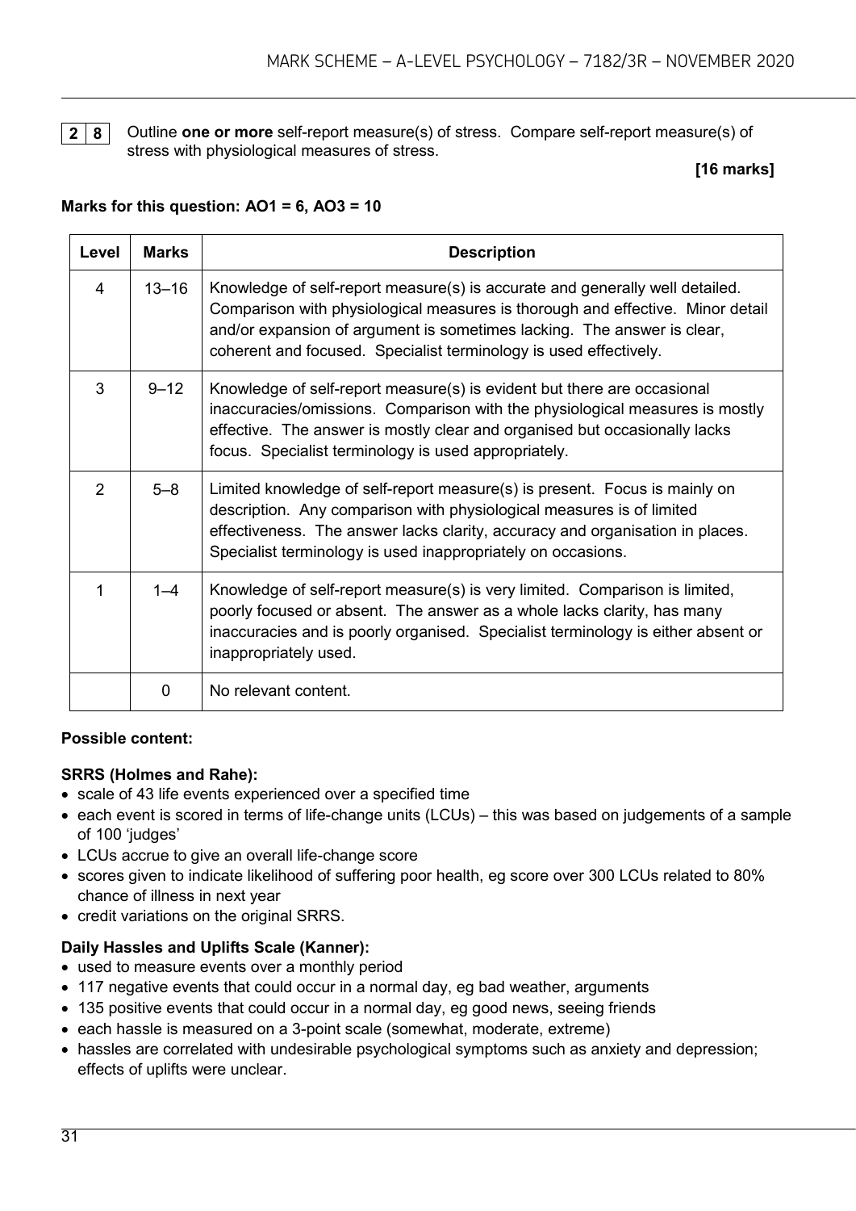**2 8** Outline **one or more** self-report measure(s) of stress. Compare self-report measure(s) of stress with physiological measures of stress.

**[16 marks]**

**Marks for this question: AO1 = 6, AO3 = 10**

| Level | Marks | Description |
|---|---|---|
| 4 | 13–16 | Knowledge of self-report measure(s) is accurate and generally well detailed. Comparison with physiological measures is thorough and effective. Minor detail and/or expansion of argument is sometimes lacking. The answer is clear, coherent and focused. Specialist terminology is used effectively. |
| 3 | 9–12 | Knowledge of self-report measure(s) is evident but there are occasional inaccuracies/omissions. Comparison with the physiological measures is mostly effective. The answer is mostly clear and organised but occasionally lacks focus. Specialist terminology is used appropriately. |
| 2 | 5–8 | Limited knowledge of self-report measure(s) is present. Focus is mainly on description. Any comparison with physiological measures is of limited effectiveness. The answer lacks clarity, accuracy and organisation in places. Specialist terminology is used inappropriately on occasions. |
| 1 | 1–4 | Knowledge of self-report measure(s) is very limited. Comparison is limited, poorly focused or absent. The answer as a whole lacks clarity, has many inaccuracies and is poorly organised. Specialist terminology is either absent or inappropriately used. |
| | 0 | No relevant content. |

**Possible content:**

**SRRS (Holmes and Rahe):**

- scale of 43 life events experienced over a specified time
- each event is scored in terms of life-change units (LCUs) – this was based on judgements of a sample of 100 'judges'
- LCUs accrue to give an overall life-change score
- scores given to indicate likelihood of suffering poor health, eg score over 300 LCUs related to 80% chance of illness in next year
- credit variations on the original SRRS.

**Daily Hassles and Uplifts Scale (Kanner):**

- used to measure events over a monthly period
- 117 negative events that could occur in a normal day, eg bad weather, arguments
- 135 positive events that could occur in a normal day, eg good news, seeing friends
- each hassle is measured on a 3-point scale (somewhat, moderate, extreme)
- hassles are correlated with undesirable psychological symptoms such as anxiety and depression; effects of uplifts were unclear.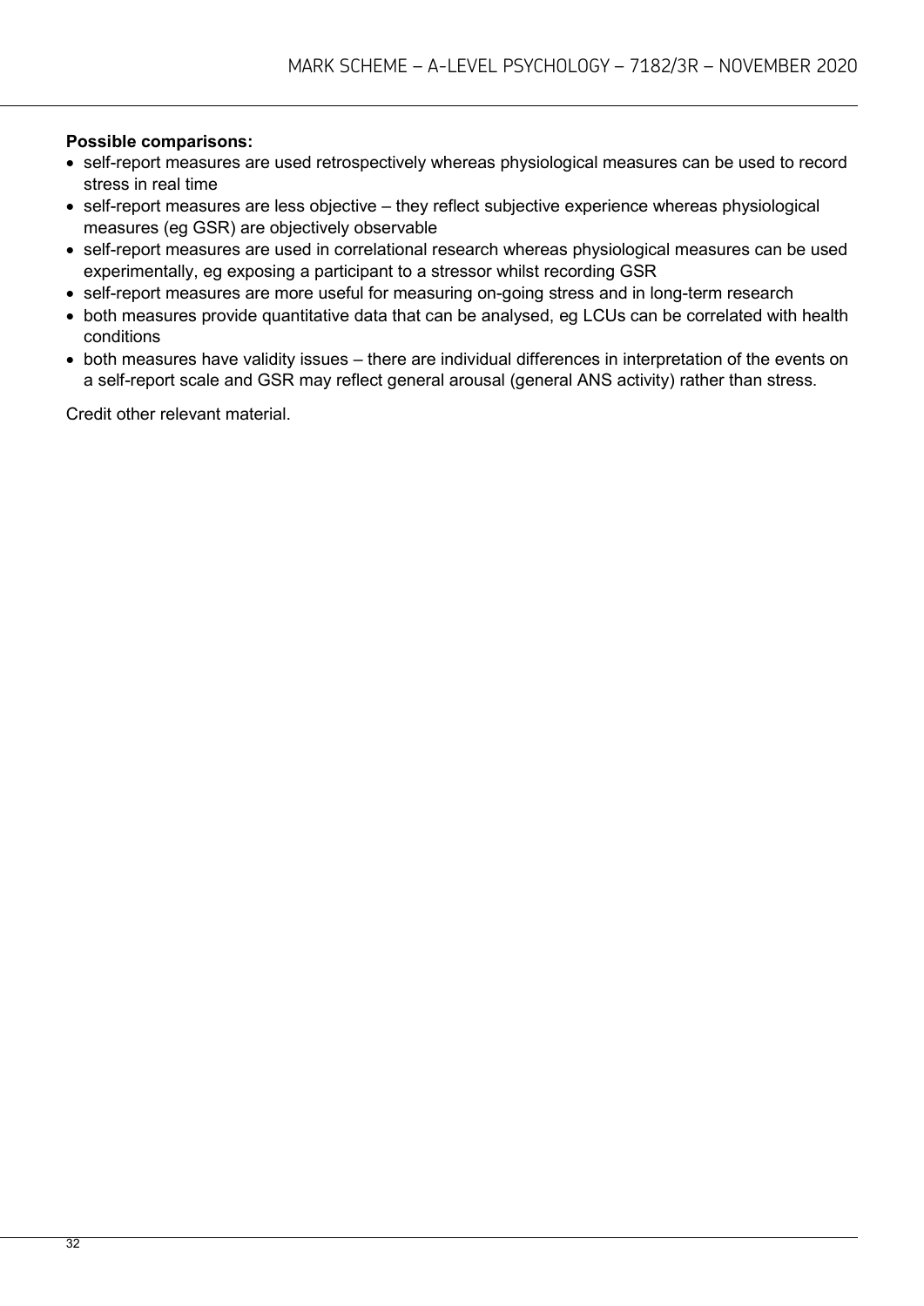**Possible comparisons:**

- self-report measures are used retrospectively whereas physiological measures can be used to record stress in real time
- self-report measures are less objective – they reflect subjective experience whereas physiological measures (eg GSR) are objectively observable
- self-report measures are used in correlational research whereas physiological measures can be used experimentally, eg exposing a participant to a stressor whilst recording GSR
- self-report measures are more useful for measuring on-going stress and in long-term research
- both measures provide quantitative data that can be analysed, eg LCUs can be correlated with health conditions
- both measures have validity issues – there are individual differences in interpretation of the events on a self-report scale and GSR may reflect general arousal (general ANS activity) rather than stress.

Credit other relevant material.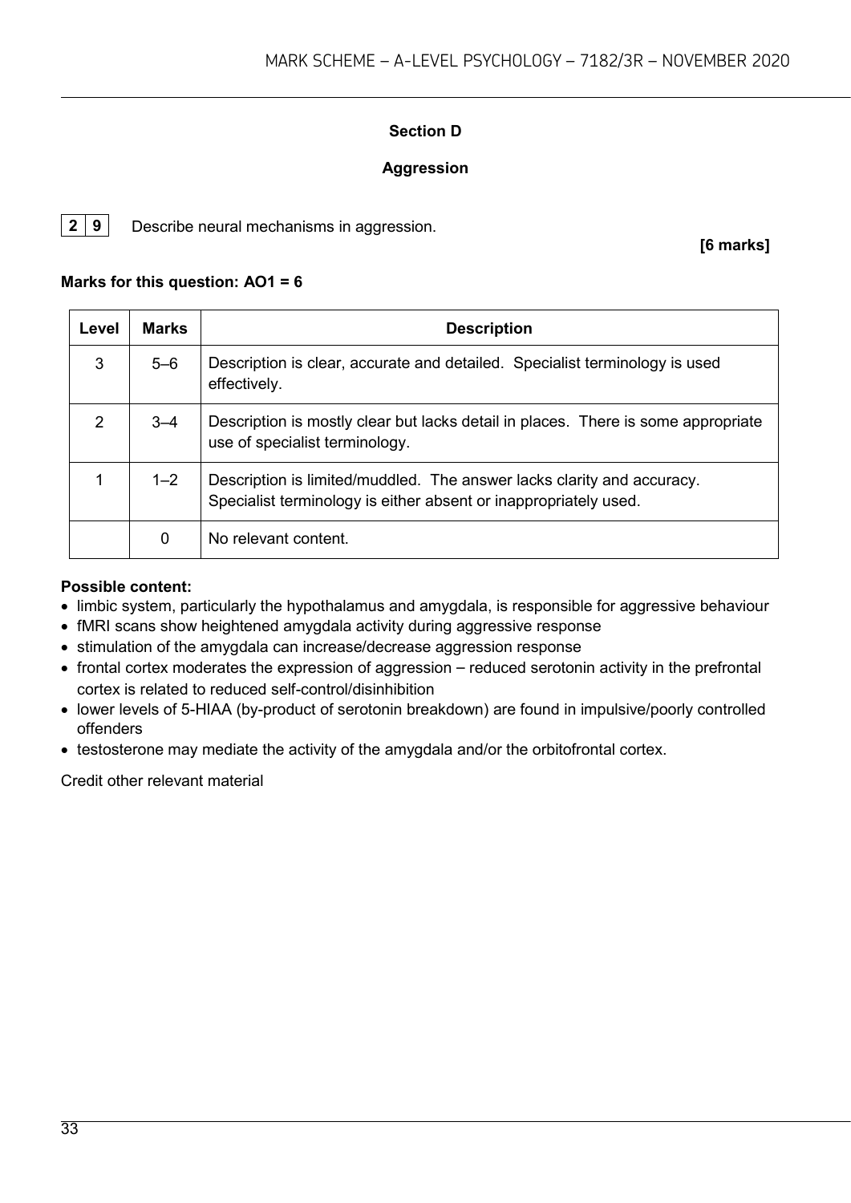## Section D

## Aggression

**2 9** Describe neural mechanisms in aggression.

**[6 marks]**

**Marks for this question: AO1 = 6**

| Level | Marks | Description |
|---|---|---|
| 3 | 5–6 | Description is clear, accurate and detailed. Specialist terminology is used effectively. |
| 2 | 3–4 | Description is mostly clear but lacks detail in places. There is some appropriate use of specialist terminology. |
| 1 | 1–2 | Description is limited/muddled. The answer lacks clarity and accuracy. Specialist terminology is either absent or inappropriately used. |
| | 0 | No relevant content. |

**Possible content:**

- limbic system, particularly the hypothalamus and amygdala, is responsible for aggressive behaviour
- fMRI scans show heightened amygdala activity during aggressive response
- stimulation of the amygdala can increase/decrease aggression response
- frontal cortex moderates the expression of aggression – reduced serotonin activity in the prefrontal cortex is related to reduced self-control/disinhibition
- lower levels of 5-HIAA (by-product of serotonin breakdown) are found in impulsive/poorly controlled offenders
- testosterone may mediate the activity of the amygdala and/or the orbitofrontal cortex.

Credit other relevant material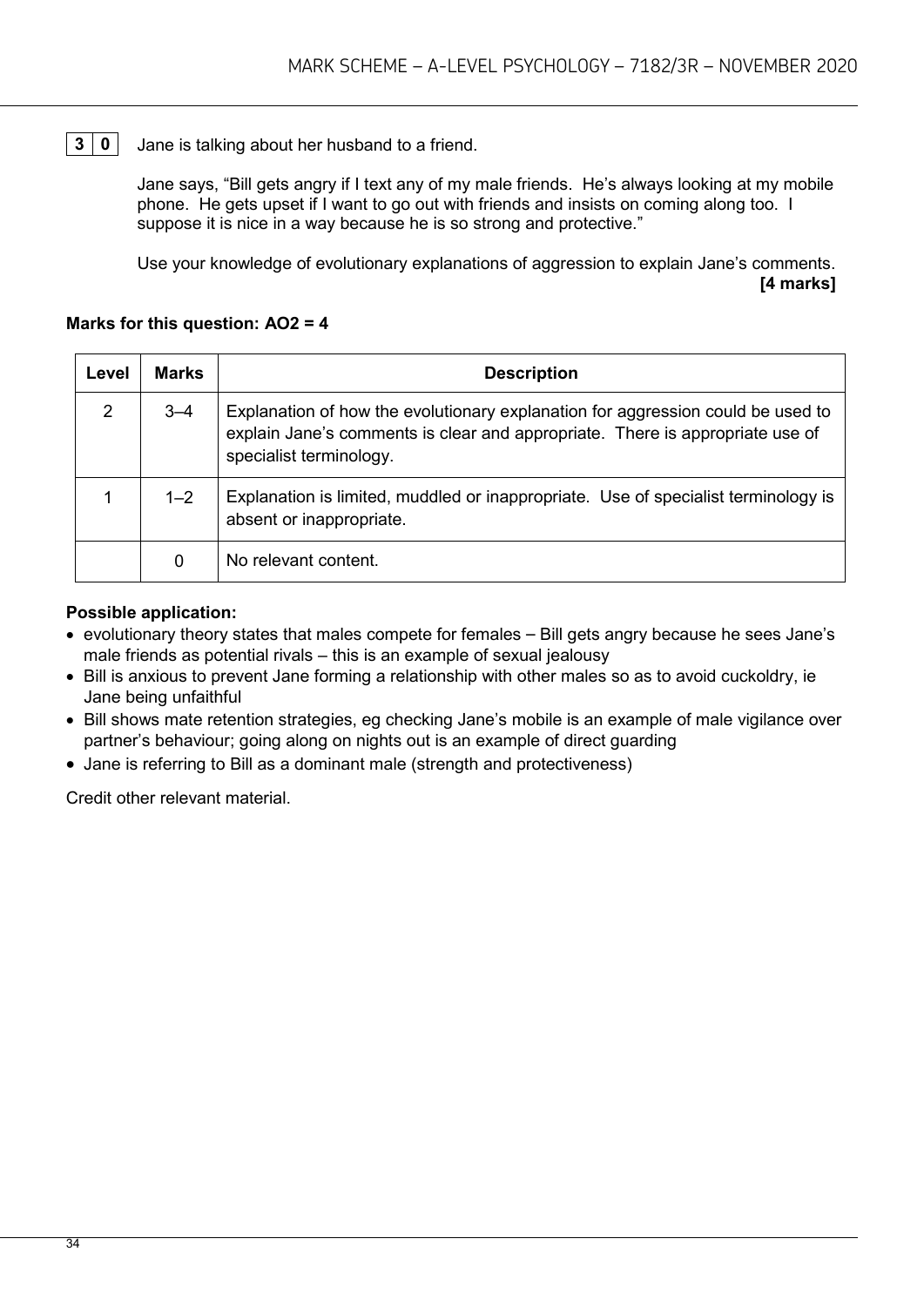**3 0** Jane is talking about her husband to a friend.

Jane says, "Bill gets angry if I text any of my male friends. He's always looking at my mobile phone. He gets upset if I want to go out with friends and insists on coming along too. I suppose it is nice in a way because he is so strong and protective."

Use your knowledge of evolutionary explanations of aggression to explain Jane's comments. **[4 marks]**

**Marks for this question: AO2 = 4**

| Level | Marks | Description |
|---|---|---|
| 2 | 3–4 | Explanation of how the evolutionary explanation for aggression could be used to explain Jane's comments is clear and appropriate. There is appropriate use of specialist terminology. |
| 1 | 1–2 | Explanation is limited, muddled or inappropriate. Use of specialist terminology is absent or inappropriate. |
| | 0 | No relevant content. |

**Possible application:**

- evolutionary theory states that males compete for females – Bill gets angry because he sees Jane's male friends as potential rivals – this is an example of sexual jealousy
- Bill is anxious to prevent Jane forming a relationship with other males so as to avoid cuckoldry, ie Jane being unfaithful
- Bill shows mate retention strategies, eg checking Jane's mobile is an example of male vigilance over partner's behaviour; going along on nights out is an example of direct guarding
- Jane is referring to Bill as a dominant male (strength and protectiveness)

Credit other relevant material.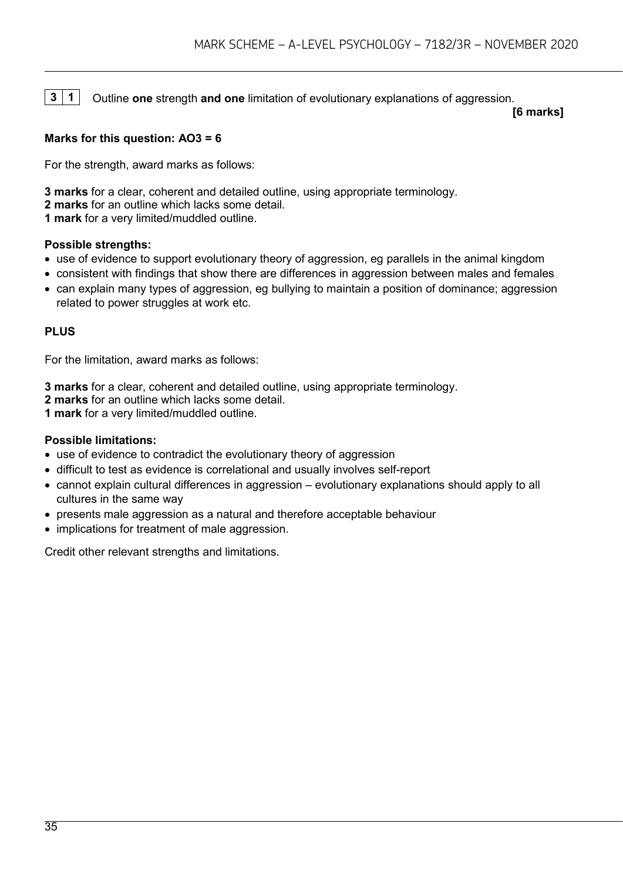**3 1** Outline **one** strength **and one** limitation of evolutionary explanations of aggression.

**[6 marks]**

**Marks for this question: AO3 = 6**

For the strength, award marks as follows:

**3 marks** for a clear, coherent and detailed outline, using appropriate terminology.
**2 marks** for an outline which lacks some detail.
**1 mark** for a very limited/muddled outline.

**Possible strengths:**

- use of evidence to support evolutionary theory of aggression, eg parallels in the animal kingdom
- consistent with findings that show there are differences in aggression between males and females
- can explain many types of aggression, eg bullying to maintain a position of dominance; aggression related to power struggles at work etc.

**PLUS**

For the limitation, award marks as follows:

**3 marks** for a clear, coherent and detailed outline, using appropriate terminology.
**2 marks** for an outline which lacks some detail.
**1 mark** for a very limited/muddled outline.

**Possible limitations:**

- use of evidence to contradict the evolutionary theory of aggression
- difficult to test as evidence is correlational and usually involves self-report
- cannot explain cultural differences in aggression – evolutionary explanations should apply to all cultures in the same way
- presents male aggression as a natural and therefore acceptable behaviour
- implications for treatment of male aggression.

Credit other relevant strengths and limitations.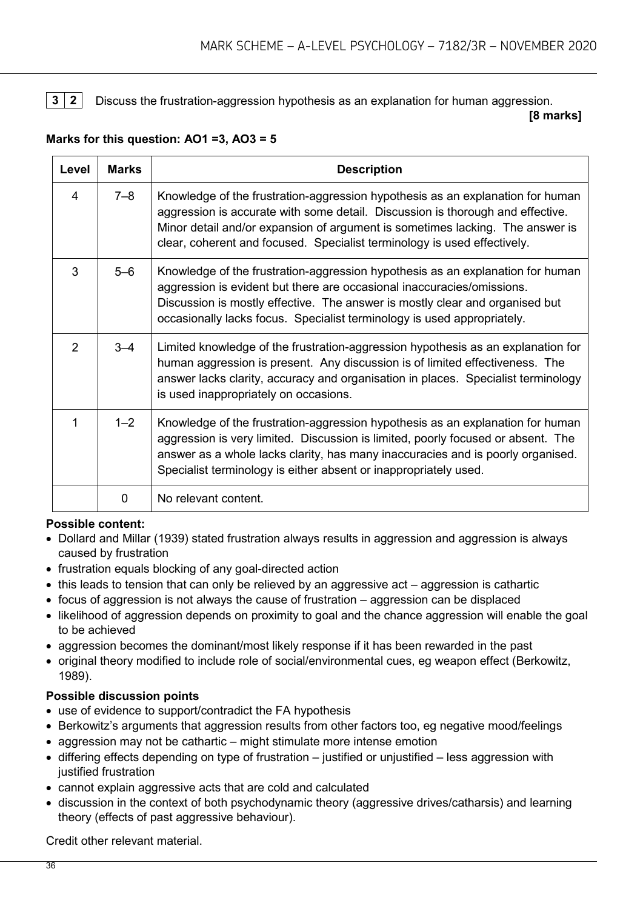**3 2** Discuss the frustration-aggression hypothesis as an explanation for human aggression.

**[8 marks]**

**Marks for this question: AO1 =3, AO3 = 5**

| Level | Marks | Description |
|---|---|---|
| 4 | 7–8 | Knowledge of the frustration-aggression hypothesis as an explanation for human aggression is accurate with some detail. Discussion is thorough and effective. Minor detail and/or expansion of argument is sometimes lacking. The answer is clear, coherent and focused. Specialist terminology is used effectively. |
| 3 | 5–6 | Knowledge of the frustration-aggression hypothesis as an explanation for human aggression is evident but there are occasional inaccuracies/omissions. Discussion is mostly effective. The answer is mostly clear and organised but occasionally lacks focus. Specialist terminology is used appropriately. |
| 2 | 3–4 | Limited knowledge of the frustration-aggression hypothesis as an explanation for human aggression is present. Any discussion is of limited effectiveness. The answer lacks clarity, accuracy and organisation in places. Specialist terminology is used inappropriately on occasions. |
| 1 | 1–2 | Knowledge of the frustration-aggression hypothesis as an explanation for human aggression is very limited. Discussion is limited, poorly focused or absent. The answer as a whole lacks clarity, has many inaccuracies and is poorly organised. Specialist terminology is either absent or inappropriately used. |
| | 0 | No relevant content. |

**Possible content:**

- Dollard and Millar (1939) stated frustration always results in aggression and aggression is always caused by frustration
- frustration equals blocking of any goal-directed action
- this leads to tension that can only be relieved by an aggressive act – aggression is cathartic
- focus of aggression is not always the cause of frustration – aggression can be displaced
- likelihood of aggression depends on proximity to goal and the chance aggression will enable the goal to be achieved
- aggression becomes the dominant/most likely response if it has been rewarded in the past
- original theory modified to include role of social/environmental cues, eg weapon effect (Berkowitz, 1989).

**Possible discussion points**

- use of evidence to support/contradict the FA hypothesis
- Berkowitz's arguments that aggression results from other factors too, eg negative mood/feelings
- aggression may not be cathartic – might stimulate more intense emotion
- differing effects depending on type of frustration – justified or unjustified – less aggression with justified frustration
- cannot explain aggressive acts that are cold and calculated
- discussion in the context of both psychodynamic theory (aggressive drives/catharsis) and learning theory (effects of past aggressive behaviour).

Credit other relevant material.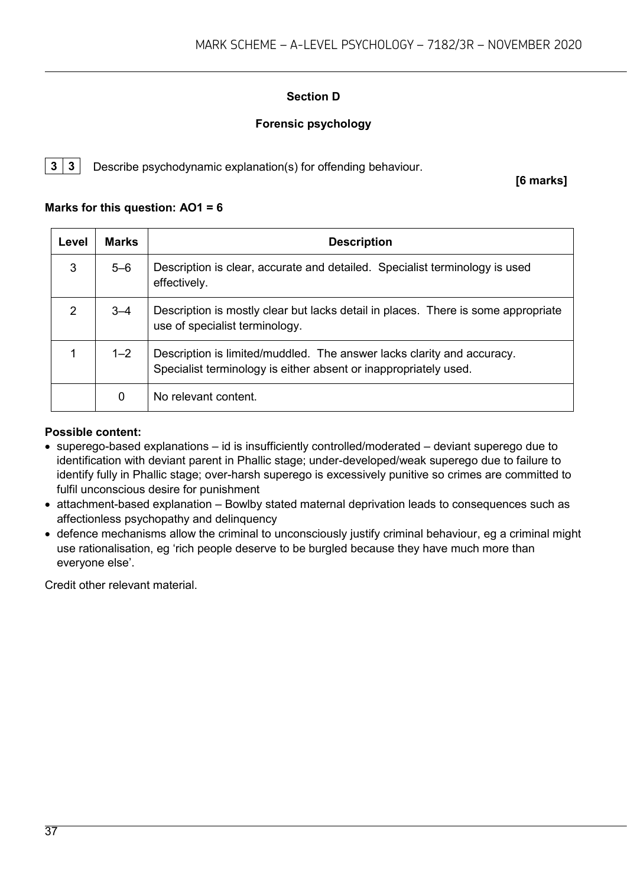## Section D

### Forensic psychology

**3 3** Describe psychodynamic explanation(s) for offending behaviour.

**[6 marks]**

**Marks for this question: AO1 = 6**

| Level | Marks | Description |
|---|---|---|
| 3 | 5–6 | Description is clear, accurate and detailed. Specialist terminology is used effectively. |
| 2 | 3–4 | Description is mostly clear but lacks detail in places. There is some appropriate use of specialist terminology. |
| 1 | 1–2 | Description is limited/muddled. The answer lacks clarity and accuracy. Specialist terminology is either absent or inappropriately used. |
| | 0 | No relevant content. |

**Possible content:**

- superego-based explanations – id is insufficiently controlled/moderated – deviant superego due to identification with deviant parent in Phallic stage; under-developed/weak superego due to failure to identify fully in Phallic stage; over-harsh superego is excessively punitive so crimes are committed to fulfil unconscious desire for punishment
- attachment-based explanation – Bowlby stated maternal deprivation leads to consequences such as affectionless psychopathy and delinquency
- defence mechanisms allow the criminal to unconsciously justify criminal behaviour, eg a criminal might use rationalisation, eg 'rich people deserve to be burgled because they have much more than everyone else'.

Credit other relevant material.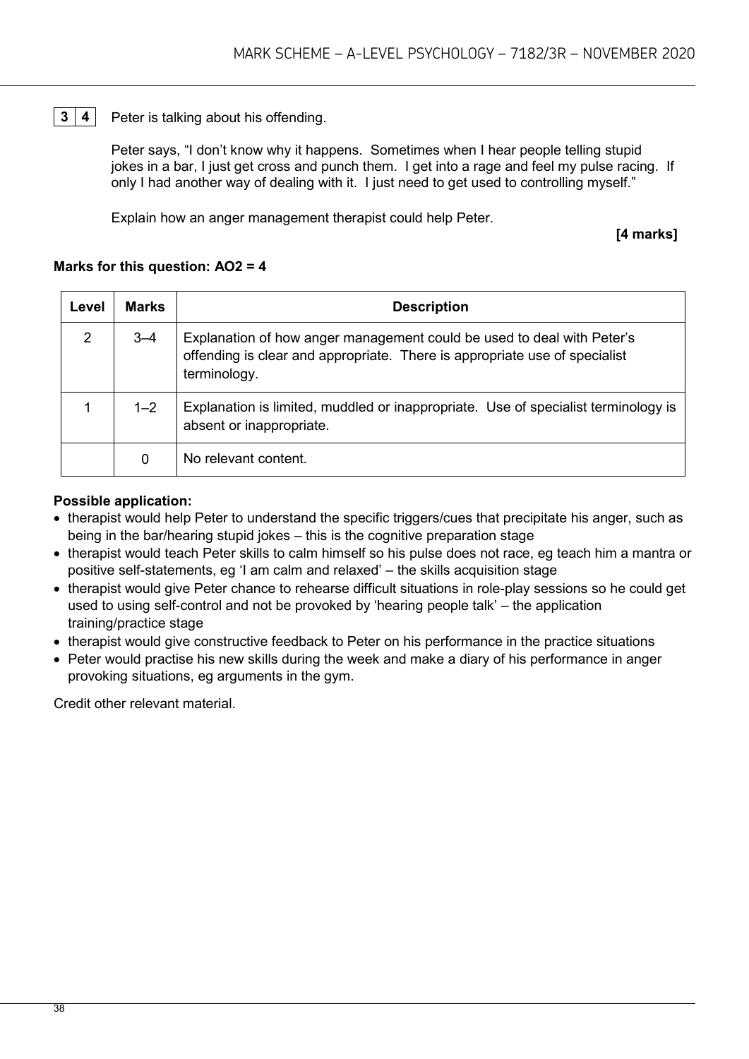**3 4** Peter is talking about his offending.

Peter says, "I don't know why it happens. Sometimes when I hear people telling stupid jokes in a bar, I just get cross and punch them. I get into a rage and feel my pulse racing. If only I had another way of dealing with it. I just need to get used to controlling myself."

Explain how an anger management therapist could help Peter.

**[4 marks]**

**Marks for this question: AO2 = 4**

| Level | Marks | Description |
|---|---|---|
| 2 | 3–4 | Explanation of how anger management could be used to deal with Peter's offending is clear and appropriate. There is appropriate use of specialist terminology. |
| 1 | 1–2 | Explanation is limited, muddled or inappropriate. Use of specialist terminology is absent or inappropriate. |
| | 0 | No relevant content. |

**Possible application:**

- therapist would help Peter to understand the specific triggers/cues that precipitate his anger, such as being in the bar/hearing stupid jokes – this is the cognitive preparation stage
- therapist would teach Peter skills to calm himself so his pulse does not race, eg teach him a mantra or positive self-statements, eg 'I am calm and relaxed' – the skills acquisition stage
- therapist would give Peter chance to rehearse difficult situations in role-play sessions so he could get used to using self-control and not be provoked by 'hearing people talk' – the application training/practice stage
- therapist would give constructive feedback to Peter on his performance in the practice situations
- Peter would practise his new skills during the week and make a diary of his performance in anger provoking situations, eg arguments in the gym.

Credit other relevant material.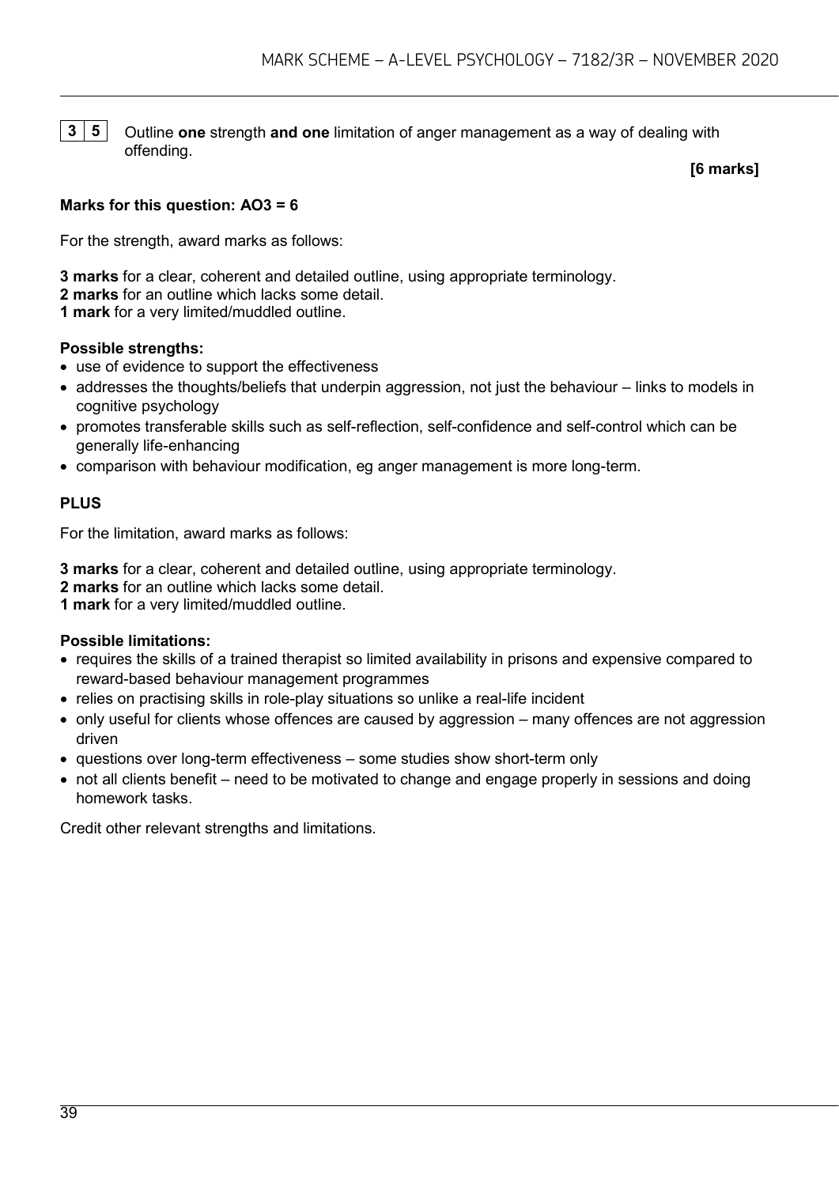**3 5** Outline **one** strength **and one** limitation of anger management as a way of dealing with offending.

**[6 marks]**

**Marks for this question: AO3 = 6**

For the strength, award marks as follows:

**3 marks** for a clear, coherent and detailed outline, using appropriate terminology.
**2 marks** for an outline which lacks some detail.
**1 mark** for a very limited/muddled outline.

**Possible strengths:**

- use of evidence to support the effectiveness
- addresses the thoughts/beliefs that underpin aggression, not just the behaviour – links to models in cognitive psychology
- promotes transferable skills such as self-reflection, self-confidence and self-control which can be generally life-enhancing
- comparison with behaviour modification, eg anger management is more long-term.

**PLUS**

For the limitation, award marks as follows:

**3 marks** for a clear, coherent and detailed outline, using appropriate terminology.
**2 marks** for an outline which lacks some detail.
**1 mark** for a very limited/muddled outline.

**Possible limitations:**

- requires the skills of a trained therapist so limited availability in prisons and expensive compared to reward-based behaviour management programmes
- relies on practising skills in role-play situations so unlike a real-life incident
- only useful for clients whose offences are caused by aggression – many offences are not aggression driven
- questions over long-term effectiveness – some studies show short-term only
- not all clients benefit – need to be motivated to change and engage properly in sessions and doing homework tasks.

Credit other relevant strengths and limitations.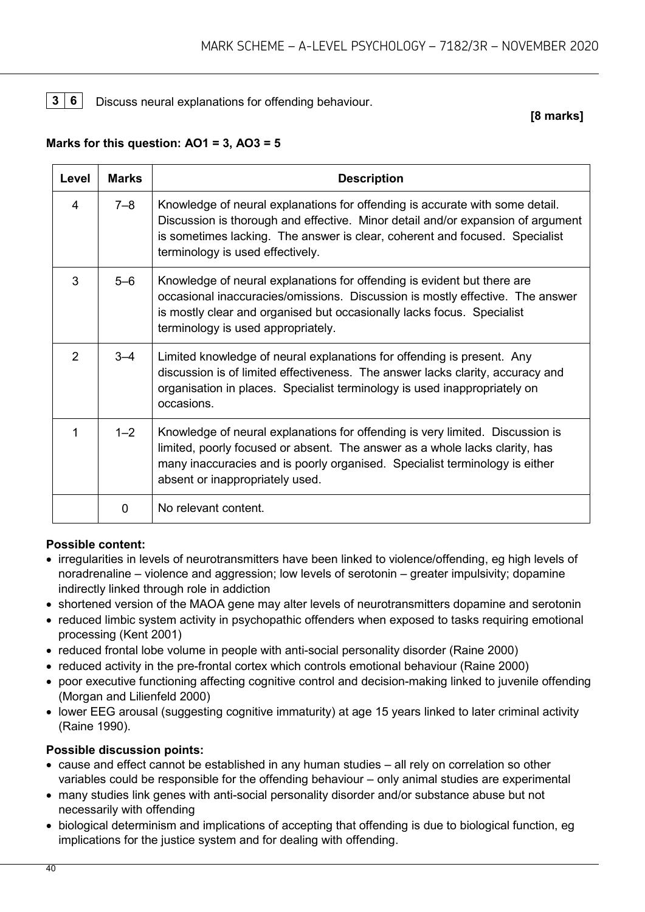**3 6** Discuss neural explanations for offending behaviour.

**[8 marks]**

**Marks for this question: AO1 = 3, AO3 = 5**

| Level | Marks | Description |
|---|---|---|
| 4 | 7–8 | Knowledge of neural explanations for offending is accurate with some detail. Discussion is thorough and effective. Minor detail and/or expansion of argument is sometimes lacking. The answer is clear, coherent and focused. Specialist terminology is used effectively. |
| 3 | 5–6 | Knowledge of neural explanations for offending is evident but there are occasional inaccuracies/omissions. Discussion is mostly effective. The answer is mostly clear and organised but occasionally lacks focus. Specialist terminology is used appropriately. |
| 2 | 3–4 | Limited knowledge of neural explanations for offending is present. Any discussion is of limited effectiveness. The answer lacks clarity, accuracy and organisation in places. Specialist terminology is used inappropriately on occasions. |
| 1 | 1–2 | Knowledge of neural explanations for offending is very limited. Discussion is limited, poorly focused or absent. The answer as a whole lacks clarity, has many inaccuracies and is poorly organised. Specialist terminology is either absent or inappropriately used. |
| | 0 | No relevant content. |

**Possible content:**

- irregularities in levels of neurotransmitters have been linked to violence/offending, eg high levels of noradrenaline – violence and aggression; low levels of serotonin – greater impulsivity; dopamine indirectly linked through role in addiction
- shortened version of the MAOA gene may alter levels of neurotransmitters dopamine and serotonin
- reduced limbic system activity in psychopathic offenders when exposed to tasks requiring emotional processing (Kent 2001)
- reduced frontal lobe volume in people with anti-social personality disorder (Raine 2000)
- reduced activity in the pre-frontal cortex which controls emotional behaviour (Raine 2000)
- poor executive functioning affecting cognitive control and decision-making linked to juvenile offending (Morgan and Lilienfeld 2000)
- lower EEG arousal (suggesting cognitive immaturity) at age 15 years linked to later criminal activity (Raine 1990).

**Possible discussion points:**

- cause and effect cannot be established in any human studies – all rely on correlation so other variables could be responsible for the offending behaviour – only animal studies are experimental
- many studies link genes with anti-social personality disorder and/or substance abuse but not necessarily with offending
- biological determinism and implications of accepting that offending is due to biological function, eg implications for the justice system and for dealing with offending.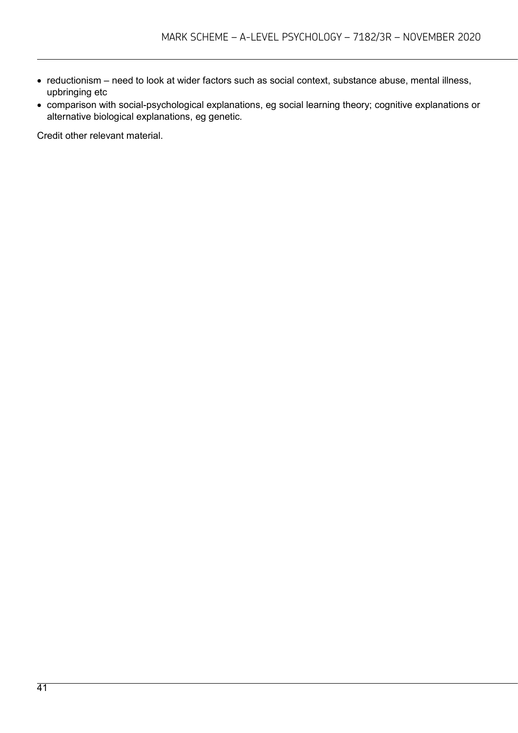- reductionism – need to look at wider factors such as social context, substance abuse, mental illness, upbringing etc
- comparison with social-psychological explanations, eg social learning theory; cognitive explanations or alternative biological explanations, eg genetic.

Credit other relevant material.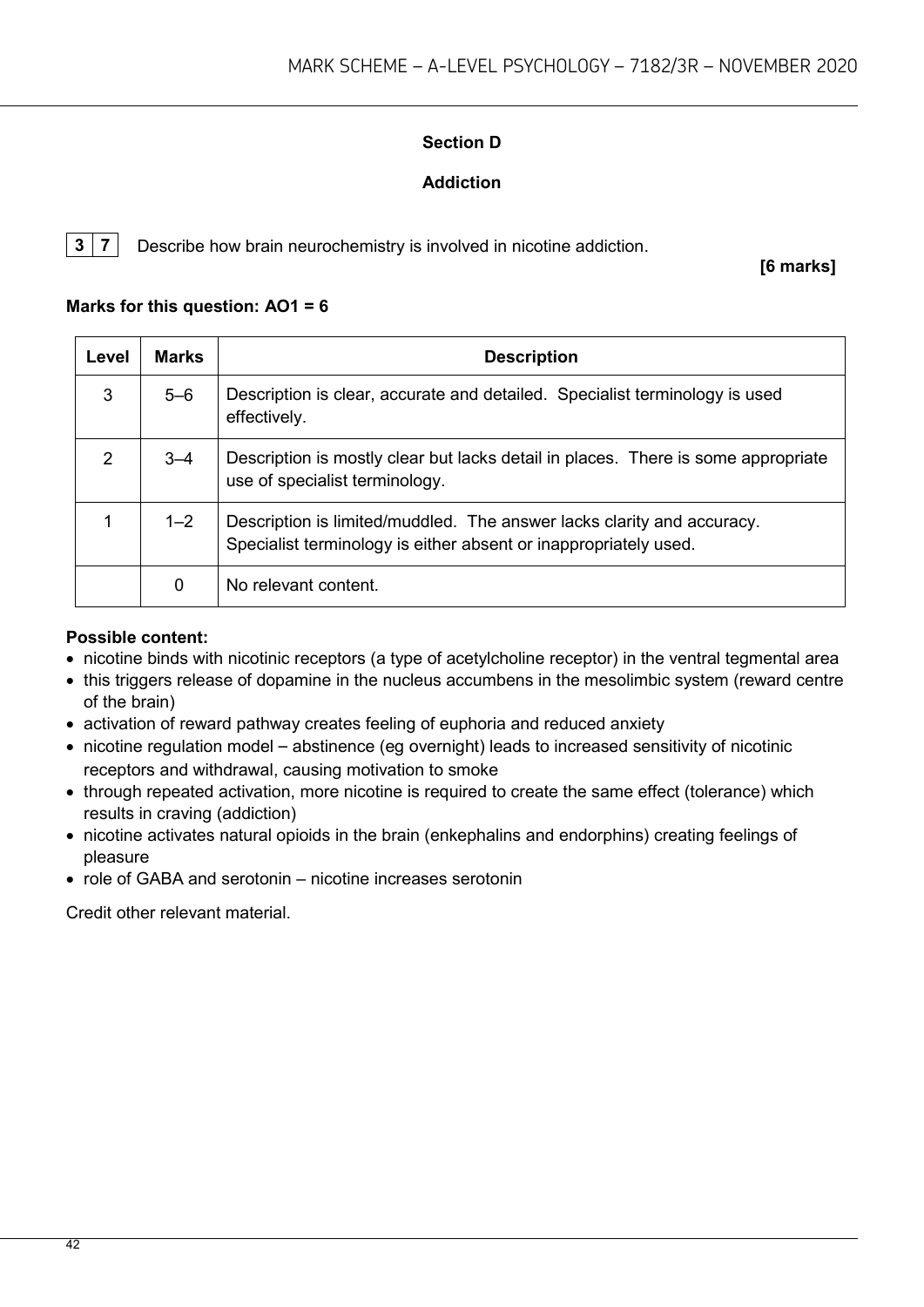## Section D

## Addiction

**3 7** Describe how brain neurochemistry is involved in nicotine addiction.

**[6 marks]**

**Marks for this question: AO1 = 6**

| Level | Marks | Description |
|---|---|---|
| 3 | 5–6 | Description is clear, accurate and detailed. Specialist terminology is used effectively. |
| 2 | 3–4 | Description is mostly clear but lacks detail in places. There is some appropriate use of specialist terminology. |
| 1 | 1–2 | Description is limited/muddled. The answer lacks clarity and accuracy. Specialist terminology is either absent or inappropriately used. |
| | 0 | No relevant content. |

**Possible content:**

- nicotine binds with nicotinic receptors (a type of acetylcholine receptor) in the ventral tegmental area
- this triggers release of dopamine in the nucleus accumbens in the mesolimbic system (reward centre of the brain)
- activation of reward pathway creates feeling of euphoria and reduced anxiety
- nicotine regulation model – abstinence (eg overnight) leads to increased sensitivity of nicotinic receptors and withdrawal, causing motivation to smoke
- through repeated activation, more nicotine is required to create the same effect (tolerance) which results in craving (addiction)
- nicotine activates natural opioids in the brain (enkephalins and endorphins) creating feelings of pleasure
- role of GABA and serotonin – nicotine increases serotonin

Credit other relevant material.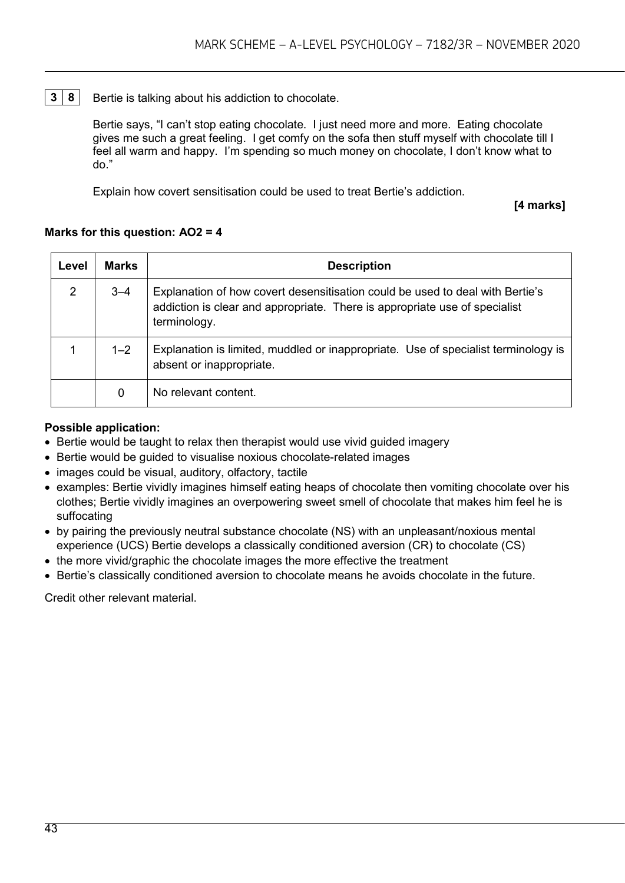**3 8** Bertie is talking about his addiction to chocolate.

Bertie says, "I can't stop eating chocolate. I just need more and more. Eating chocolate gives me such a great feeling. I get comfy on the sofa then stuff myself with chocolate till I feel all warm and happy. I'm spending so much money on chocolate, I don't know what to do."

Explain how covert sensitisation could be used to treat Bertie's addiction.

**[4 marks]**

**Marks for this question: AO2 = 4**

| Level | Marks | Description |
|---|---|---|
| 2 | 3–4 | Explanation of how covert desensitisation could be used to deal with Bertie's addiction is clear and appropriate. There is appropriate use of specialist terminology. |
| 1 | 1–2 | Explanation is limited, muddled or inappropriate. Use of specialist terminology is absent or inappropriate. |
| | 0 | No relevant content. |

**Possible application:**

- Bertie would be taught to relax then therapist would use vivid guided imagery
- Bertie would be guided to visualise noxious chocolate-related images
- images could be visual, auditory, olfactory, tactile
- examples: Bertie vividly imagines himself eating heaps of chocolate then vomiting chocolate over his clothes; Bertie vividly imagines an overpowering sweet smell of chocolate that makes him feel he is suffocating
- by pairing the previously neutral substance chocolate (NS) with an unpleasant/noxious mental experience (UCS) Bertie develops a classically conditioned aversion (CR) to chocolate (CS)
- the more vivid/graphic the chocolate images the more effective the treatment
- Bertie's classically conditioned aversion to chocolate means he avoids chocolate in the future.

Credit other relevant material.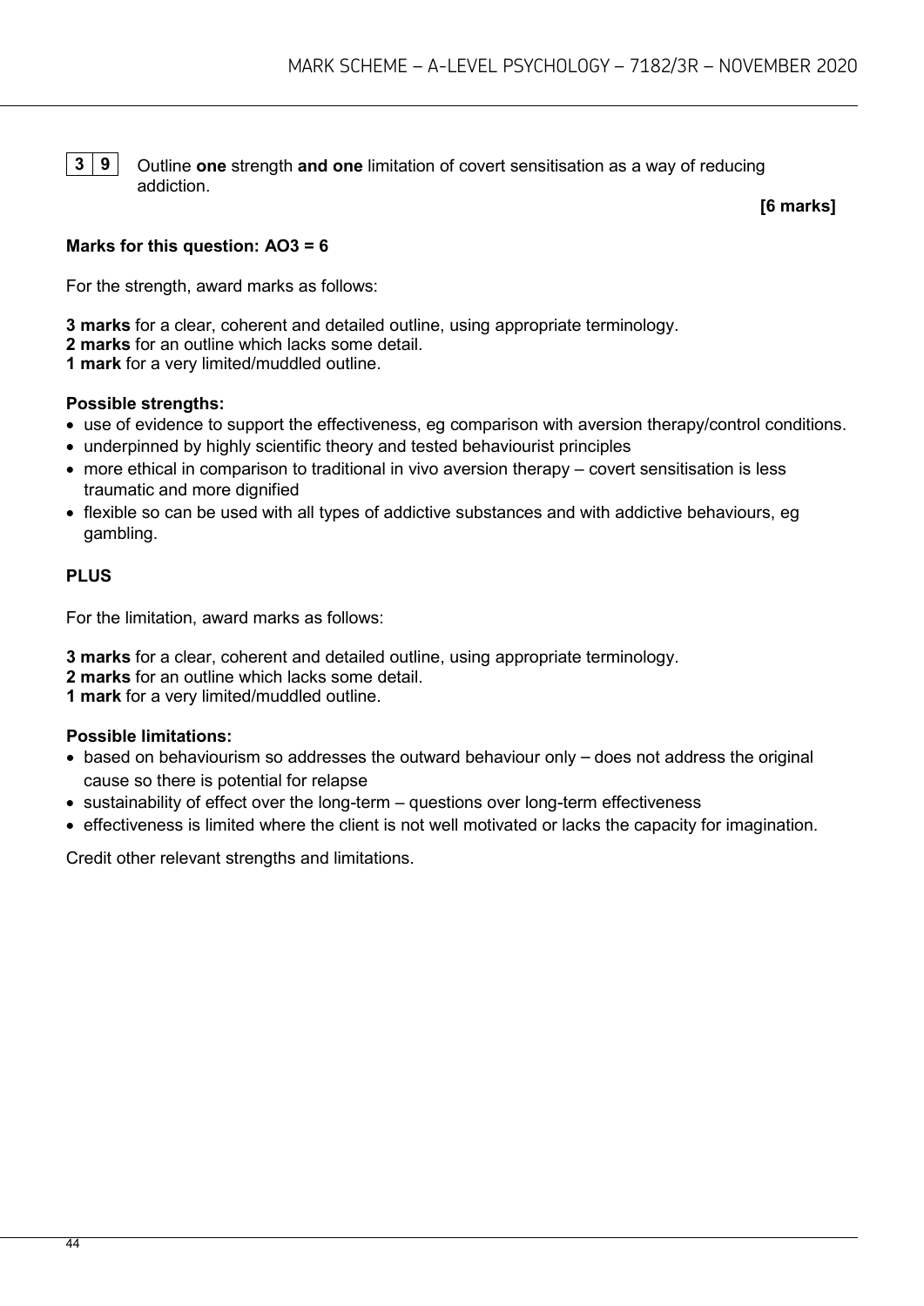**3 9** Outline **one** strength **and one** limitation of covert sensitisation as a way of reducing addiction.

**[6 marks]**

**Marks for this question: AO3 = 6**

For the strength, award marks as follows:

**3 marks** for a clear, coherent and detailed outline, using appropriate terminology.
**2 marks** for an outline which lacks some detail.
**1 mark** for a very limited/muddled outline.

**Possible strengths:**

- use of evidence to support the effectiveness, eg comparison with aversion therapy/control conditions.
- underpinned by highly scientific theory and tested behaviourist principles
- more ethical in comparison to traditional in vivo aversion therapy – covert sensitisation is less traumatic and more dignified
- flexible so can be used with all types of addictive substances and with addictive behaviours, eg gambling.

**PLUS**

For the limitation, award marks as follows:

**3 marks** for a clear, coherent and detailed outline, using appropriate terminology.
**2 marks** for an outline which lacks some detail.
**1 mark** for a very limited/muddled outline.

**Possible limitations:**

- based on behaviourism so addresses the outward behaviour only – does not address the original cause so there is potential for relapse
- sustainability of effect over the long-term – questions over long-term effectiveness
- effectiveness is limited where the client is not well motivated or lacks the capacity for imagination.

Credit other relevant strengths and limitations.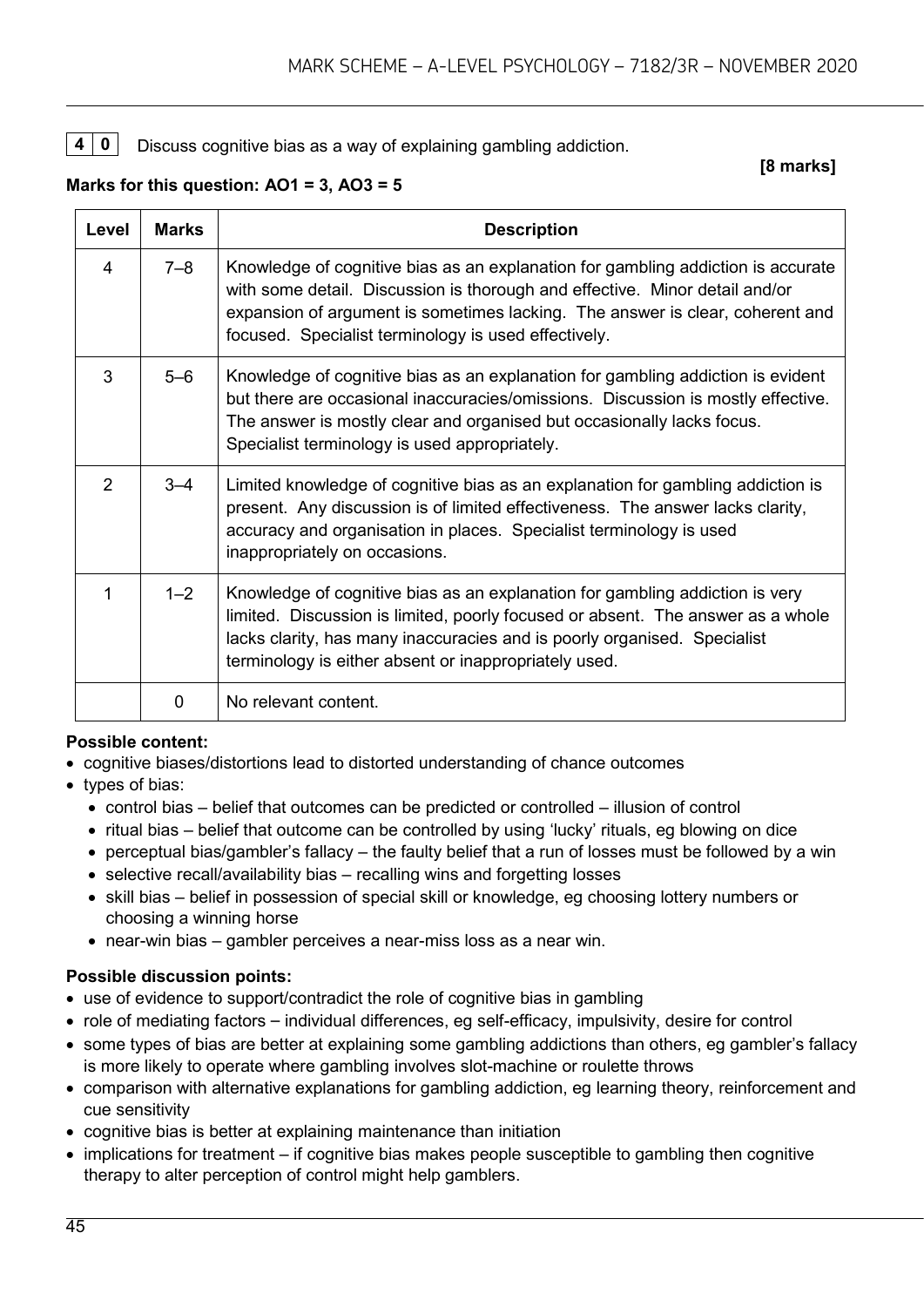**4 0** Discuss cognitive bias as a way of explaining gambling addiction.

**[8 marks]**

**Marks for this question: AO1 = 3, AO3 = 5**

| Level | Marks | Description |
|---|---|---|
| 4 | 7–8 | Knowledge of cognitive bias as an explanation for gambling addiction is accurate with some detail. Discussion is thorough and effective. Minor detail and/or expansion of argument is sometimes lacking. The answer is clear, coherent and focused. Specialist terminology is used effectively. |
| 3 | 5–6 | Knowledge of cognitive bias as an explanation for gambling addiction is evident but there are occasional inaccuracies/omissions. Discussion is mostly effective. The answer is mostly clear and organised but occasionally lacks focus. Specialist terminology is used appropriately. |
| 2 | 3–4 | Limited knowledge of cognitive bias as an explanation for gambling addiction is present. Any discussion is of limited effectiveness. The answer lacks clarity, accuracy and organisation in places. Specialist terminology is used inappropriately on occasions. |
| 1 | 1–2 | Knowledge of cognitive bias as an explanation for gambling addiction is very limited. Discussion is limited, poorly focused or absent. The answer as a whole lacks clarity, has many inaccuracies and is poorly organised. Specialist terminology is either absent or inappropriately used. |
| | 0 | No relevant content. |

**Possible content:**

- cognitive biases/distortions lead to distorted understanding of chance outcomes
- types of bias:
  - control bias – belief that outcomes can be predicted or controlled – illusion of control
  - ritual bias – belief that outcome can be controlled by using 'lucky' rituals, eg blowing on dice
  - perceptual bias/gambler's fallacy – the faulty belief that a run of losses must be followed by a win
  - selective recall/availability bias – recalling wins and forgetting losses
  - skill bias – belief in possession of special skill or knowledge, eg choosing lottery numbers or choosing a winning horse
  - near-win bias – gambler perceives a near-miss loss as a near win.

**Possible discussion points:**

- use of evidence to support/contradict the role of cognitive bias in gambling
- role of mediating factors – individual differences, eg self-efficacy, impulsivity, desire for control
- some types of bias are better at explaining some gambling addictions than others, eg gambler's fallacy is more likely to operate where gambling involves slot-machine or roulette throws
- comparison with alternative explanations for gambling addiction, eg learning theory, reinforcement and cue sensitivity
- cognitive bias is better at explaining maintenance than initiation
- implications for treatment – if cognitive bias makes people susceptible to gambling then cognitive therapy to alter perception of control might help gamblers.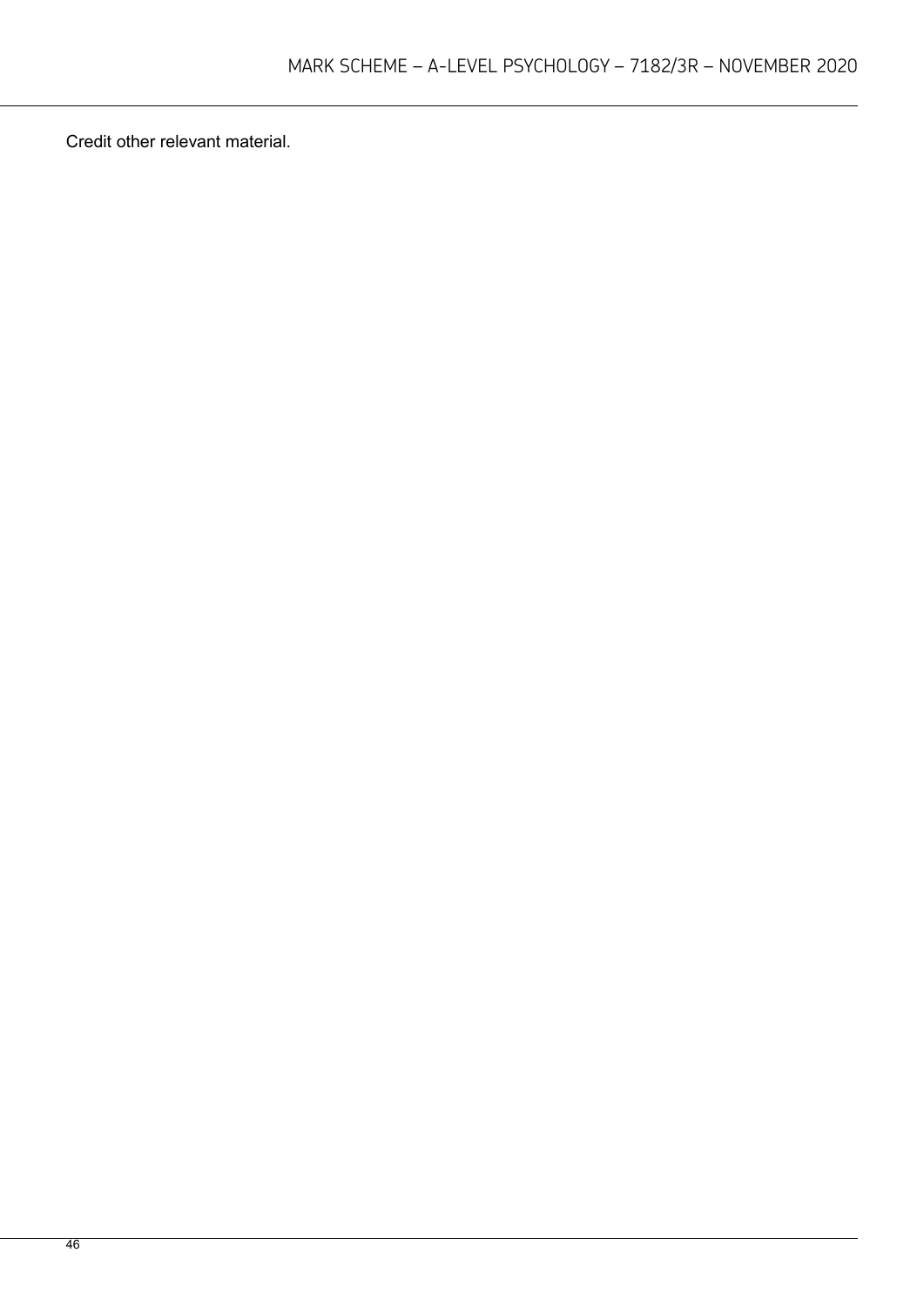Credit other relevant material.